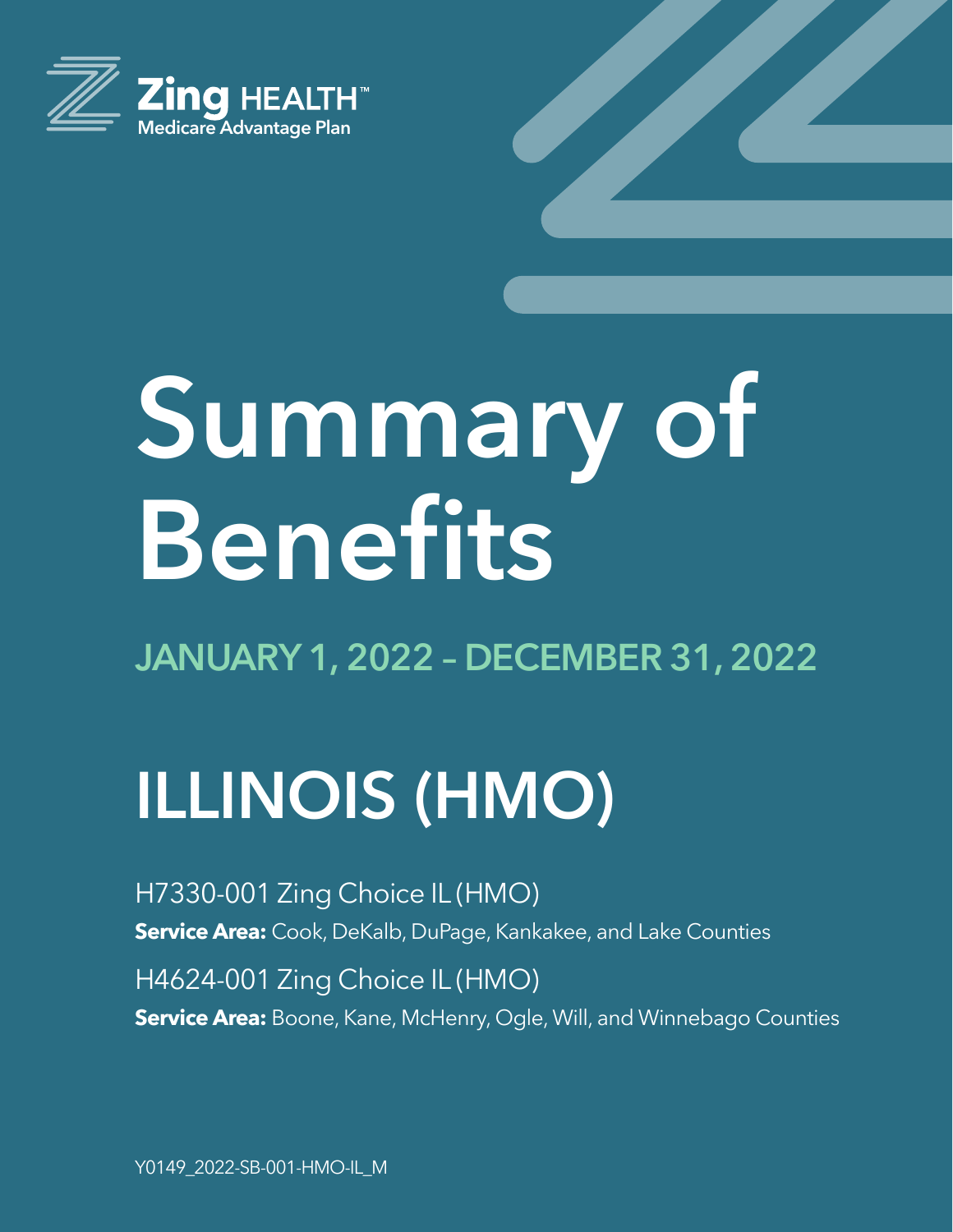Zing HEALTH™
Medicare Advantage Plan

# Summary of Benefits

## JANUARY 1, 2022 – DECEMBER 31, 2022

# ILLINOIS (HMO)

H7330-001 Zing Choice IL (HMO)

**Service Area:** Cook, DeKalb, DuPage, Kankakee, and Lake Counties

H4624-001 Zing Choice IL (HMO)

**Service Area:** Boone, Kane, McHenry, Ogle, Will, and Winnebago Counties

Y0149_2022-SB-001-HMO-IL_M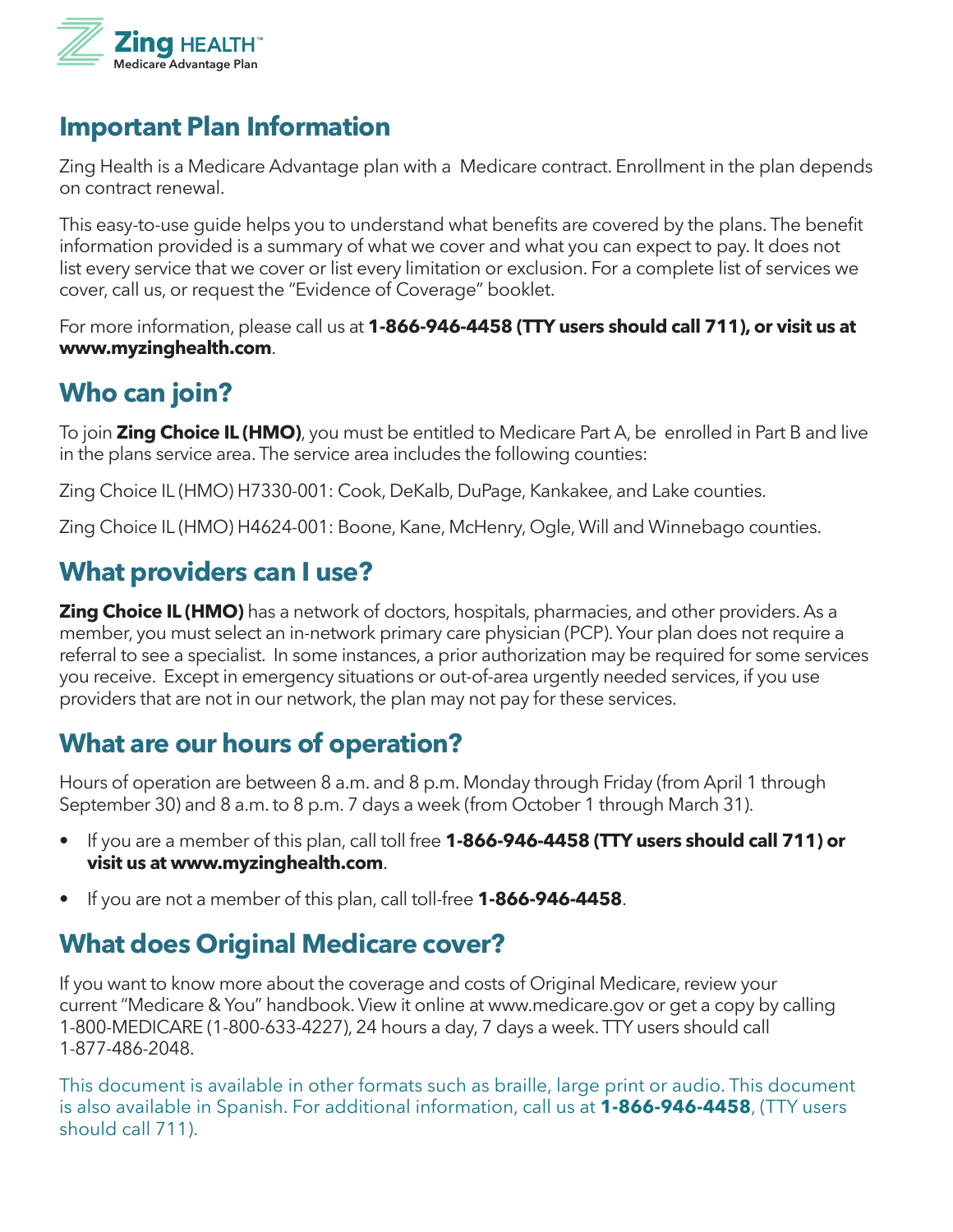# Important Plan Information

Zing Health is a Medicare Advantage plan with a Medicare contract. Enrollment in the plan depends on contract renewal.

This easy-to-use guide helps you to understand what benefits are covered by the plans. The benefit information provided is a summary of what we cover and what you can expect to pay. It does not list every service that we cover or list every limitation or exclusion. For a complete list of services we cover, call us, or request the "Evidence of Coverage" booklet.

For more information, please call us at **1-866-946-4458 (TTY users should call 711), or visit us at www.myzinghealth.com**.

# Who can join?

To join **Zing Choice IL (HMO)**, you must be entitled to Medicare Part A, be enrolled in Part B and live in the plans service area. The service area includes the following counties:

Zing Choice IL (HMO) H7330-001: Cook, DeKalb, DuPage, Kankakee, and Lake counties.

Zing Choice IL (HMO) H4624-001: Boone, Kane, McHenry, Ogle, Will and Winnebago counties.

# What providers can I use?

**Zing Choice IL (HMO)** has a network of doctors, hospitals, pharmacies, and other providers. As a member, you must select an in-network primary care physician (PCP). Your plan does not require a referral to see a specialist. In some instances, a prior authorization may be required for some services you receive. Except in emergency situations or out-of-area urgently needed services, if you use providers that are not in our network, the plan may not pay for these services.

# What are our hours of operation?

Hours of operation are between 8 a.m. and 8 p.m. Monday through Friday (from April 1 through September 30) and 8 a.m. to 8 p.m. 7 days a week (from October 1 through March 31).

- If you are a member of this plan, call toll free **1-866-946-4458 (TTY users should call 711) or visit us at www.myzinghealth.com**.
- If you are not a member of this plan, call toll-free **1-866-946-4458**.

# What does Original Medicare cover?

If you want to know more about the coverage and costs of Original Medicare, review your current "Medicare & You" handbook. View it online at www.medicare.gov or get a copy by calling 1-800-MEDICARE (1-800-633-4227), 24 hours a day, 7 days a week. TTY users should call 1-877-486-2048.

This document is available in other formats such as braille, large print or audio. This document is also available in Spanish. For additional information, call us at **1-866-946-4458**, (TTY users should call 711).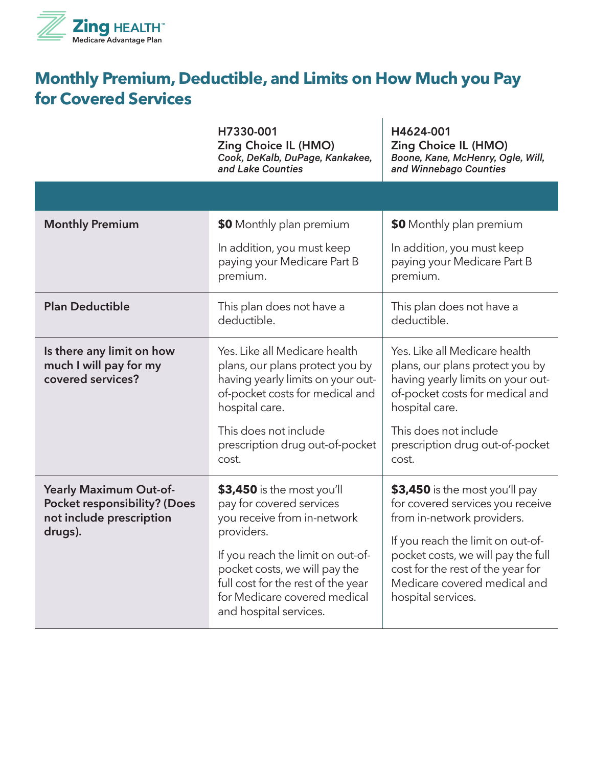# Monthly Premium, Deductible, and Limits on How Much you Pay for Covered Services

| | H7330-001<br>Zing Choice IL (HMO)<br>*Cook, DeKalb, DuPage, Kankakee, and Lake Counties* | H4624-001<br>Zing Choice IL (HMO)<br>*Boone, Kane, McHenry, Ogle, Will, and Winnebago Counties* |
|---|---|---|
| **Monthly Premium** | **$0** Monthly plan premium<br><br>In addition, you must keep paying your Medicare Part B premium. | **$0** Monthly plan premium<br><br>In addition, you must keep paying your Medicare Part B premium. |
| **Plan Deductible** | This plan does not have a deductible. | This plan does not have a deductible. |
| **Is there any limit on how much I will pay for my covered services?** | Yes. Like all Medicare health plans, our plans protect you by having yearly limits on your out-of-pocket costs for medical and hospital care.<br><br>This does not include prescription drug out-of-pocket cost. | Yes. Like all Medicare health plans, our plans protect you by having yearly limits on your out-of-pocket costs for medical and hospital care.<br><br>This does not include prescription drug out-of-pocket cost. |
| **Yearly Maximum Out-of-Pocket responsibility? (Does not include prescription drugs).** | **$3,450** is the most you'll pay for covered services you receive from in-network providers.<br><br>If you reach the limit on out-of-pocket costs, we will pay the full cost for the rest of the year for Medicare covered medical and hospital services. | **$3,450** is the most you'll pay for covered services you receive from in-network providers.<br><br>If you reach the limit on out-of-pocket costs, we will pay the full cost for the rest of the year for Medicare covered medical and hospital services. |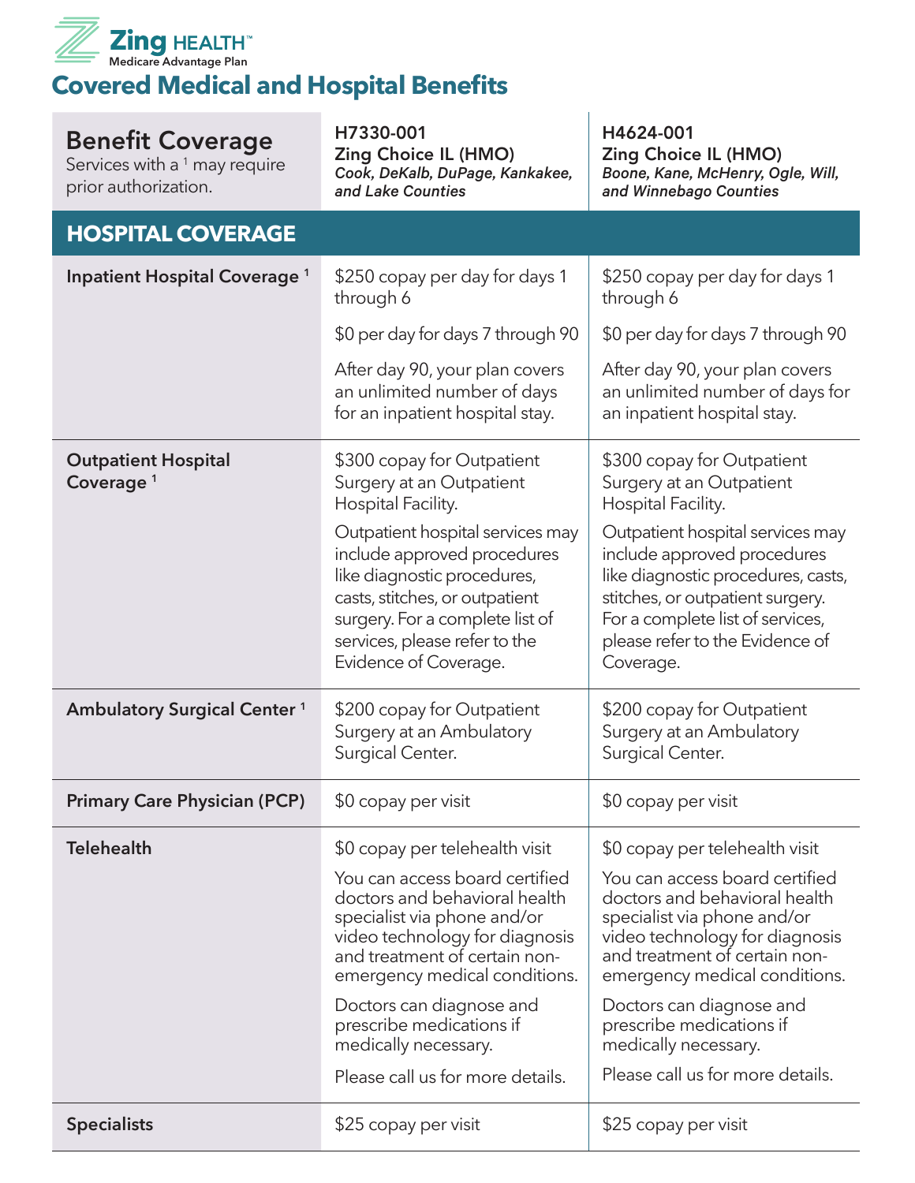Zing HEALTH™
Medicare Advantage Plan

# Covered Medical and Hospital Benefits

| **Benefit Coverage**<br>Services with a [1] may require prior authorization. | **H7330-001**<br>**Zing Choice IL (HMO)**<br>***Cook, DeKalb, DuPage, Kankakee, and Lake Counties*** | **H4624-001**<br>**Zing Choice IL (HMO)**<br>***Boone, Kane, McHenry, Ogle, Will, and Winnebago Counties*** |
|---|---|---|
| **HOSPITAL COVERAGE** | | |
| **Inpatient Hospital Coverage** [1] | $250 copay per day for days 1 through 6<br><br>$0 per day for days 7 through 90<br><br>After day 90, your plan covers an unlimited number of days for an inpatient hospital stay. | $250 copay per day for days 1 through 6<br><br>$0 per day for days 7 through 90<br><br>After day 90, your plan covers an unlimited number of days for an inpatient hospital stay. |
| **Outpatient Hospital Coverage** [1] | $300 copay for Outpatient Surgery at an Outpatient Hospital Facility.<br><br>Outpatient hospital services may include approved procedures like diagnostic procedures, casts, stitches, or outpatient surgery. For a complete list of services, please refer to the Evidence of Coverage. | $300 copay for Outpatient Surgery at an Outpatient Hospital Facility.<br><br>Outpatient hospital services may include approved procedures like diagnostic procedures, casts, stitches, or outpatient surgery. For a complete list of services, please refer to the Evidence of Coverage. |
| **Ambulatory Surgical Center** [1] | $200 copay for Outpatient Surgery at an Ambulatory Surgical Center. | $200 copay for Outpatient Surgery at an Ambulatory Surgical Center. |
| **Primary Care Physician (PCP)** | $0 copay per visit | $0 copay per visit |
| **Telehealth** | $0 copay per telehealth visit<br><br>You can access board certified doctors and behavioral health specialist via phone and/or video technology for diagnosis and treatment of certain non-emergency medical conditions.<br><br>Doctors can diagnose and prescribe medications if medically necessary.<br><br>Please call us for more details. | $0 copay per telehealth visit<br><br>You can access board certified doctors and behavioral health specialist via phone and/or video technology for diagnosis and treatment of certain non-emergency medical conditions.<br><br>Doctors can diagnose and prescribe medications if medically necessary.<br><br>Please call us for more details. |
| **Specialists** | $25 copay per visit | $25 copay per visit |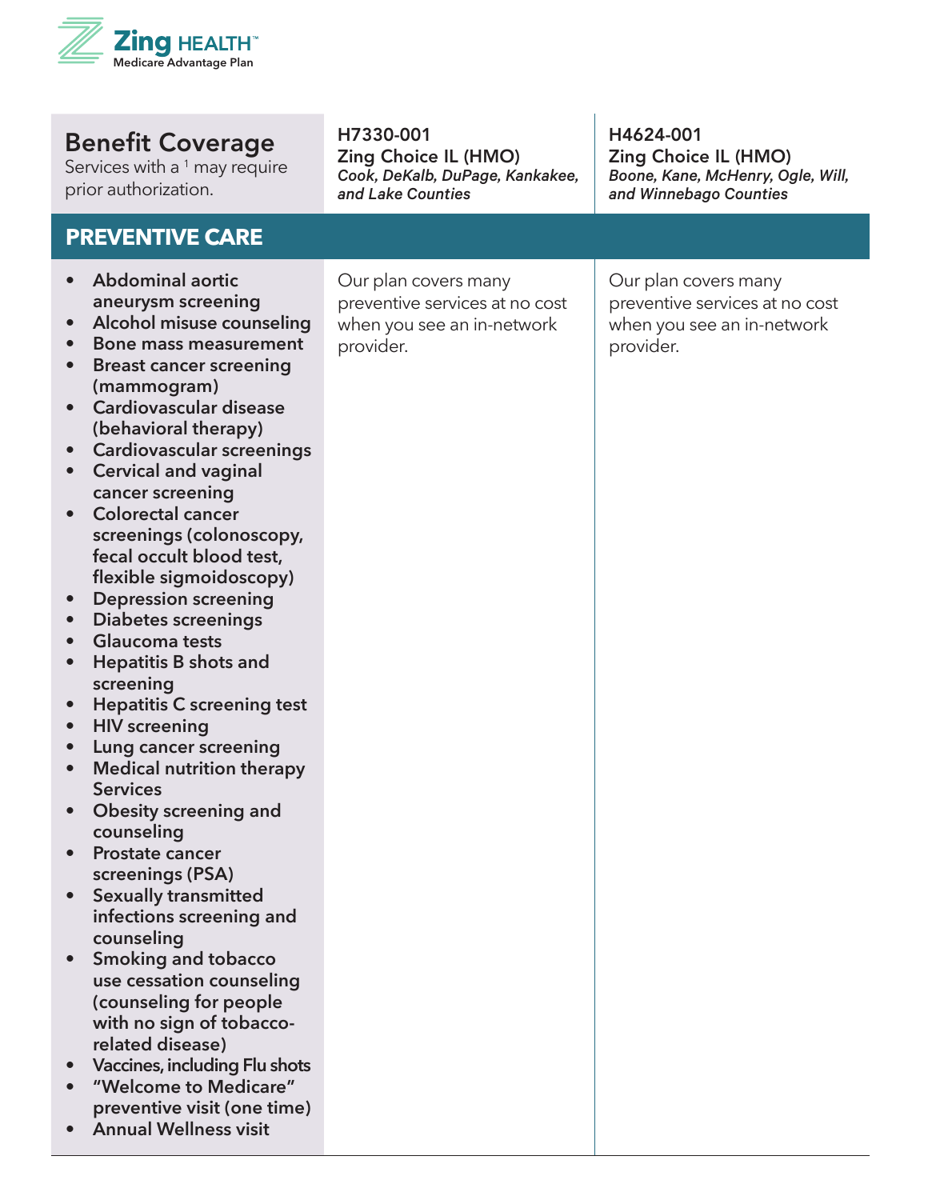| **Benefit Coverage**<br>Services with a [1] may require prior authorization. | **H7330-001**<br>**Zing Choice IL (HMO)**<br>***Cook, DeKalb, DuPage, Kankakee, and Lake Counties*** | **H4624-001**<br>**Zing Choice IL (HMO)**<br>***Boone, Kane, McHenry, Ogle, Will, and Winnebago Counties*** |
|---|---|---|
| **PREVENTIVE CARE** | | |
| • **Abdominal aortic aneurysm screening**<br>• **Alcohol misuse counseling**<br>• **Bone mass measurement**<br>• **Breast cancer screening (mammogram)**<br>• **Cardiovascular disease (behavioral therapy)**<br>• **Cardiovascular screenings**<br>• **Cervical and vaginal cancer screening**<br>• **Colorectal cancer screenings (colonoscopy, fecal occult blood test, flexible sigmoidoscopy)**<br>• **Depression screening**<br>• **Diabetes screenings**<br>• **Glaucoma tests**<br>• **Hepatitis B shots and screening**<br>• **Hepatitis C screening test**<br>• **HIV screening**<br>• **Lung cancer screening**<br>• **Medical nutrition therapy Services**<br>• **Obesity screening and counseling**<br>• **Prostate cancer screenings (PSA)**<br>• **Sexually transmitted infections screening and counseling**<br>• **Smoking and tobacco use cessation counseling (counseling for people with no sign of tobacco-related disease)**<br>• **Vaccines, including Flu shots**<br>• **"Welcome to Medicare" preventive visit (one time)**<br>• **Annual Wellness visit** | Our plan covers many preventive services at no cost when you see an in-network provider. | Our plan covers many preventive services at no cost when you see an in-network provider. |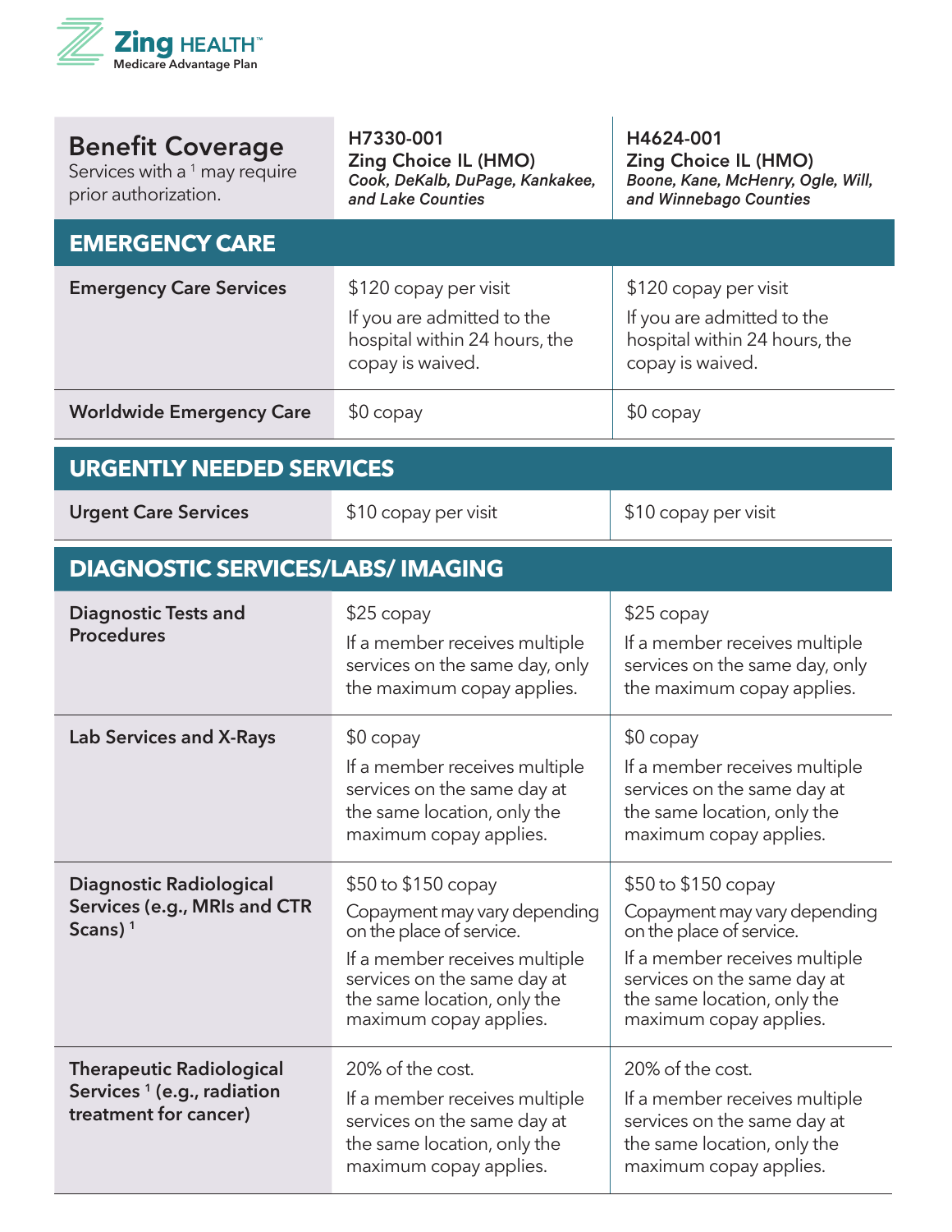**Zing HEALTH™**
Medicare Advantage Plan

| **Benefit Coverage**<br>Services with a [1] may require prior authorization. | **H7330-001**<br>**Zing Choice IL (HMO)**<br>***Cook, DeKalb, DuPage, Kankakee, and Lake Counties*** | **H4624-001**<br>**Zing Choice IL (HMO)**<br>***Boone, Kane, McHenry, Ogle, Will, and Winnebago Counties*** |
|---|---|---|
| **EMERGENCY CARE** | | |
| **Emergency Care Services** | $120 copay per visit<br>If you are admitted to the hospital within 24 hours, the copay is waived. | $120 copay per visit<br>If you are admitted to the hospital within 24 hours, the copay is waived. |
| **Worldwide Emergency Care** | $0 copay | $0 copay |
| **URGENTLY NEEDED SERVICES** | | |
| **Urgent Care Services** | $10 copay per visit | $10 copay per visit |
| **DIAGNOSTIC SERVICES/LABS/ IMAGING** | | |
| **Diagnostic Tests and Procedures** | $25 copay<br>If a member receives multiple services on the same day, only the maximum copay applies. | $25 copay<br>If a member receives multiple services on the same day, only the maximum copay applies. |
| **Lab Services and X-Rays** | $0 copay<br>If a member receives multiple services on the same day at the same location, only the maximum copay applies. | $0 copay<br>If a member receives multiple services on the same day at the same location, only the maximum copay applies. |
| **Diagnostic Radiological Services (e.g., MRIs and CTR Scans)** [1] | $50 to $150 copay<br>Copayment may vary depending on the place of service.<br>If a member receives multiple services on the same day at the same location, only the maximum copay applies. | $50 to $150 copay<br>Copayment may vary depending on the place of service.<br>If a member receives multiple services on the same day at the same location, only the maximum copay applies. |
| **Therapeutic Radiological Services** [1] **(e.g., radiation treatment for cancer)** | 20% of the cost.<br>If a member receives multiple services on the same day at the same location, only the maximum copay applies. | 20% of the cost.<br>If a member receives multiple services on the same day at the same location, only the maximum copay applies. |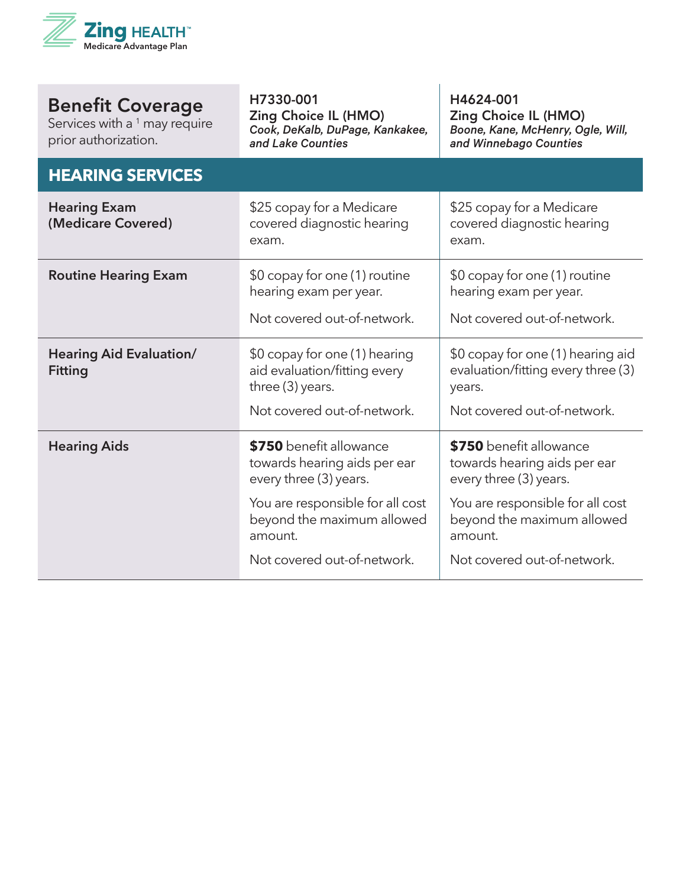Zing HEALTH™
Medicare Advantage Plan

| **Benefit Coverage**<br>Services with a [1] may require prior authorization. | **H7330-001**<br>**Zing Choice IL (HMO)**<br>***Cook, DeKalb, DuPage, Kankakee, and Lake Counties*** | **H4624-001**<br>**Zing Choice IL (HMO)**<br>***Boone, Kane, McHenry, Ogle, Will, and Winnebago Counties*** |
|---|---|---|
| **HEARING SERVICES** | | |
| **Hearing Exam (Medicare Covered)** | $25 copay for a Medicare covered diagnostic hearing exam. | $25 copay for a Medicare covered diagnostic hearing exam. |
| **Routine Hearing Exam** | $0 copay for one (1) routine hearing exam per year.<br><br>Not covered out-of-network. | $0 copay for one (1) routine hearing exam per year.<br><br>Not covered out-of-network. |
| **Hearing Aid Evaluation/ Fitting** | $0 copay for one (1) hearing aid evaluation/fitting every three (3) years.<br><br>Not covered out-of-network. | $0 copay for one (1) hearing aid evaluation/fitting every three (3) years.<br><br>Not covered out-of-network. |
| **Hearing Aids** | **$750** benefit allowance towards hearing aids per ear every three (3) years.<br><br>You are responsible for all cost beyond the maximum allowed amount.<br><br>Not covered out-of-network. | **$750** benefit allowance towards hearing aids per ear every three (3) years.<br><br>You are responsible for all cost beyond the maximum allowed amount.<br><br>Not covered out-of-network. |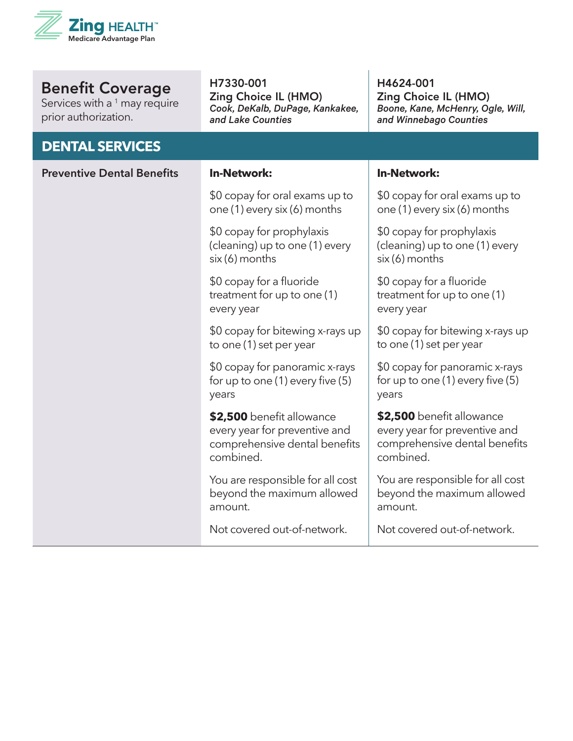| **Benefit Coverage**<br>Services with a [1] may require prior authorization. | **H7330-001**<br>**Zing Choice IL (HMO)**<br>***Cook, DeKalb, DuPage, Kankakee, and Lake Counties*** | **H4624-001**<br>**Zing Choice IL (HMO)**<br>***Boone, Kane, McHenry, Ogle, Will, and Winnebago Counties*** |
|---|---|---|
| **DENTAL SERVICES** | | |
| **Preventive Dental Benefits** | **In-Network:**<br>$0 copay for oral exams up to one (1) every six (6) months<br>$0 copay for prophylaxis (cleaning) up to one (1) every six (6) months<br>$0 copay for a fluoride treatment for up to one (1) every year<br>$0 copay for bitewing x-rays up to one (1) set per year<br>$0 copay for panoramic x-rays for up to one (1) every five (5) years<br>**$2,500** benefit allowance every year for preventive and comprehensive dental benefits combined.<br>You are responsible for all cost beyond the maximum allowed amount.<br>Not covered out-of-network. | **In-Network:**<br>$0 copay for oral exams up to one (1) every six (6) months<br>$0 copay for prophylaxis (cleaning) up to one (1) every six (6) months<br>$0 copay for a fluoride treatment for up to one (1) every year<br>$0 copay for bitewing x-rays up to one (1) set per year<br>$0 copay for panoramic x-rays for up to one (1) every five (5) years<br>**$2,500** benefit allowance every year for preventive and comprehensive dental benefits combined.<br>You are responsible for all cost beyond the maximum allowed amount.<br>Not covered out-of-network. |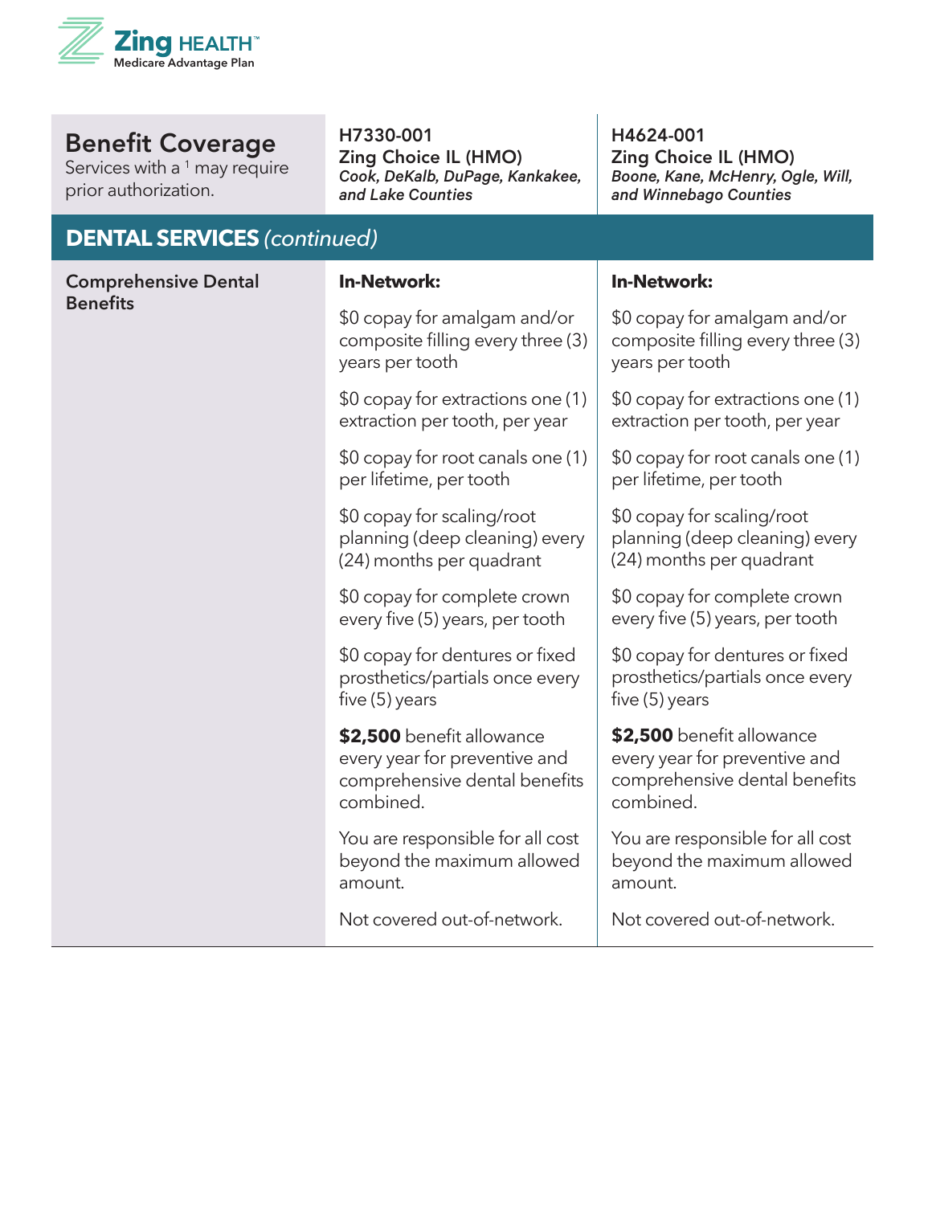| **Benefit Coverage**<br>Services with a [1] may require prior authorization. | **H7330-001**<br>**Zing Choice IL (HMO)**<br>***Cook, DeKalb, DuPage, Kankakee, and Lake Counties*** | **H4624-001**<br>**Zing Choice IL (HMO)**<br>***Boone, Kane, McHenry, Ogle, Will, and Winnebago Counties*** |
|---|---|---|
| **DENTAL SERVICES** *(continued)* | | |
| **Comprehensive Dental Benefits** | **In-Network:**<br><br>$0 copay for amalgam and/or composite filling every three (3) years per tooth<br><br>$0 copay for extractions one (1) extraction per tooth, per year<br><br>$0 copay for root canals one (1) per lifetime, per tooth<br><br>$0 copay for scaling/root planning (deep cleaning) every (24) months per quadrant<br><br>$0 copay for complete crown every five (5) years, per tooth<br><br>$0 copay for dentures or fixed prosthetics/partials once every five (5) years<br><br>**$2,500** benefit allowance every year for preventive and comprehensive dental benefits combined.<br><br>You are responsible for all cost beyond the maximum allowed amount.<br><br>Not covered out-of-network. | **In-Network:**<br><br>$0 copay for amalgam and/or composite filling every three (3) years per tooth<br><br>$0 copay for extractions one (1) extraction per tooth, per year<br><br>$0 copay for root canals one (1) per lifetime, per tooth<br><br>$0 copay for scaling/root planning (deep cleaning) every (24) months per quadrant<br><br>$0 copay for complete crown every five (5) years, per tooth<br><br>$0 copay for dentures or fixed prosthetics/partials once every five (5) years<br><br>**$2,500** benefit allowance every year for preventive and comprehensive dental benefits combined.<br><br>You are responsible for all cost beyond the maximum allowed amount.<br><br>Not covered out-of-network. |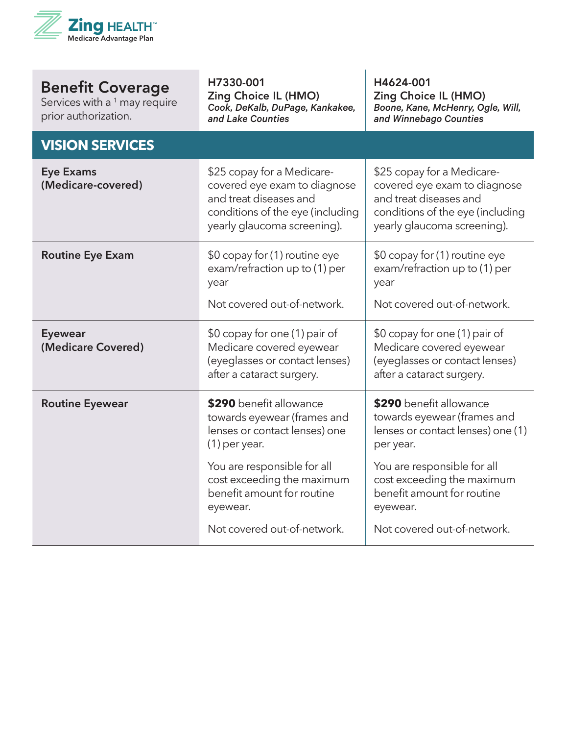| Benefit Coverage<br>Services with a [1] may require prior authorization. | H7330-001<br>Zing Choice IL (HMO)<br>*Cook, DeKalb, DuPage, Kankakee, and Lake Counties* | H4624-001<br>Zing Choice IL (HMO)<br>*Boone, Kane, McHenry, Ogle, Will, and Winnebago Counties* |
|---|---|---|
| **VISION SERVICES** | | |
| **Eye Exams (Medicare-covered)** | $25 copay for a Medicare-covered eye exam to diagnose and treat diseases and conditions of the eye (including yearly glaucoma screening). | $25 copay for a Medicare-covered eye exam to diagnose and treat diseases and conditions of the eye (including yearly glaucoma screening). |
| **Routine Eye Exam** | $0 copay for (1) routine eye exam/refraction up to (1) per year<br><br>Not covered out-of-network. | $0 copay for (1) routine eye exam/refraction up to (1) per year<br><br>Not covered out-of-network. |
| **Eyewear (Medicare Covered)** | $0 copay for one (1) pair of Medicare covered eyewear (eyeglasses or contact lenses) after a cataract surgery. | $0 copay for one (1) pair of Medicare covered eyewear (eyeglasses or contact lenses) after a cataract surgery. |
| **Routine Eyewear** | **$290** benefit allowance towards eyewear (frames and lenses or contact lenses) one (1) per year.<br><br>You are responsible for all cost exceeding the maximum benefit amount for routine eyewear.<br><br>Not covered out-of-network. | **$290** benefit allowance towards eyewear (frames and lenses or contact lenses) one (1) per year.<br><br>You are responsible for all cost exceeding the maximum benefit amount for routine eyewear.<br><br>Not covered out-of-network. |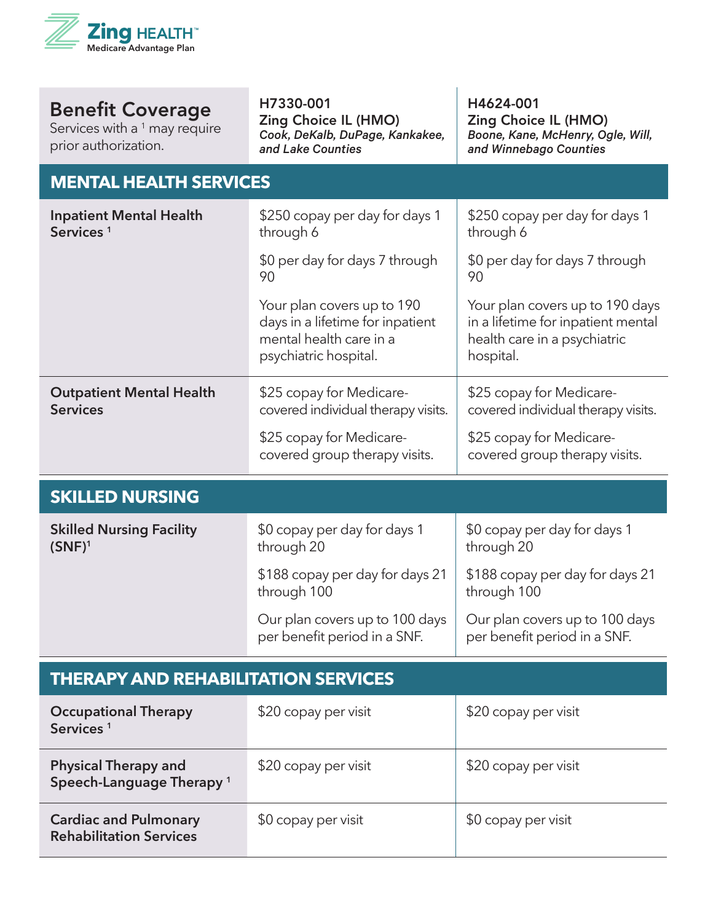**Zing HEALTH™**
Medicare Advantage Plan

| **Benefit Coverage**<br>Services with a [1] may require prior authorization. | **H7330-001**<br>**Zing Choice IL (HMO)**<br>***Cook, DeKalb, DuPage, Kankakee, and Lake Counties*** | **H4624-001**<br>**Zing Choice IL (HMO)**<br>***Boone, Kane, McHenry, Ogle, Will, and Winnebago Counties*** |
|---|---|---|
| **MENTAL HEALTH SERVICES** | | |
| **Inpatient Mental Health Services** [1] | \$250 copay per day for days 1 through 6<br><br>\$0 per day for days 7 through 90<br><br>Your plan covers up to 190 days in a lifetime for inpatient mental health care in a psychiatric hospital. | \$250 copay per day for days 1 through 6<br><br>\$0 per day for days 7 through 90<br><br>Your plan covers up to 190 days in a lifetime for inpatient mental health care in a psychiatric hospital. |
| **Outpatient Mental Health Services** | \$25 copay for Medicare-covered individual therapy visits.<br><br>\$25 copay for Medicare-covered group therapy visits. | \$25 copay for Medicare-covered individual therapy visits.<br><br>\$25 copay for Medicare-covered group therapy visits. |
| **SKILLED NURSING** | | |
| **Skilled Nursing Facility (SNF)**[1] | \$0 copay per day for days 1 through 20<br><br>\$188 copay per day for days 21 through 100<br><br>Our plan covers up to 100 days per benefit period in a SNF. | \$0 copay per day for days 1 through 20<br><br>\$188 copay per day for days 21 through 100<br><br>Our plan covers up to 100 days per benefit period in a SNF. |
| **THERAPY AND REHABILITATION SERVICES** | | |
| **Occupational Therapy Services** [1] | \$20 copay per visit | \$20 copay per visit |
| **Physical Therapy and Speech-Language Therapy** [1] | \$20 copay per visit | \$20 copay per visit |
| **Cardiac and Pulmonary Rehabilitation Services** | \$0 copay per visit | \$0 copay per visit |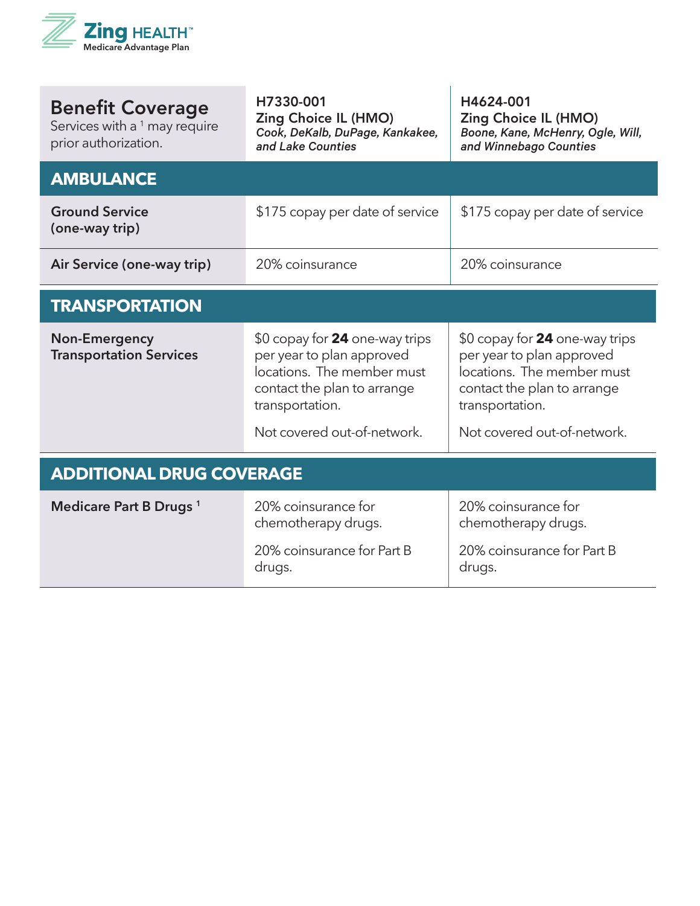| **Benefit Coverage** Services with a [1] may require prior authorization. | **H7330-001 Zing Choice IL (HMO)** *Cook, DeKalb, DuPage, Kankakee, and Lake Counties* | **H4624-001 Zing Choice IL (HMO)** *Boone, Kane, McHenry, Ogle, Will, and Winnebago Counties* |
|---|---|---|
| **AMBULANCE** | | |
| **Ground Service (one-way trip)** | $175 copay per date of service | $175 copay per date of service |
| **Air Service (one-way trip)** | 20% coinsurance | 20% coinsurance |
| **TRANSPORTATION** | | |
| **Non-Emergency Transportation Services** | $0 copay for **24** one-way trips per year to plan approved locations. The member must contact the plan to arrange transportation. Not covered out-of-network. | $0 copay for **24** one-way trips per year to plan approved locations. The member must contact the plan to arrange transportation. Not covered out-of-network. |
| **ADDITIONAL DRUG COVERAGE** | | |
| **Medicare Part B Drugs [1]** | 20% coinsurance for chemotherapy drugs. 20% coinsurance for Part B drugs. | 20% coinsurance for chemotherapy drugs. 20% coinsurance for Part B drugs. |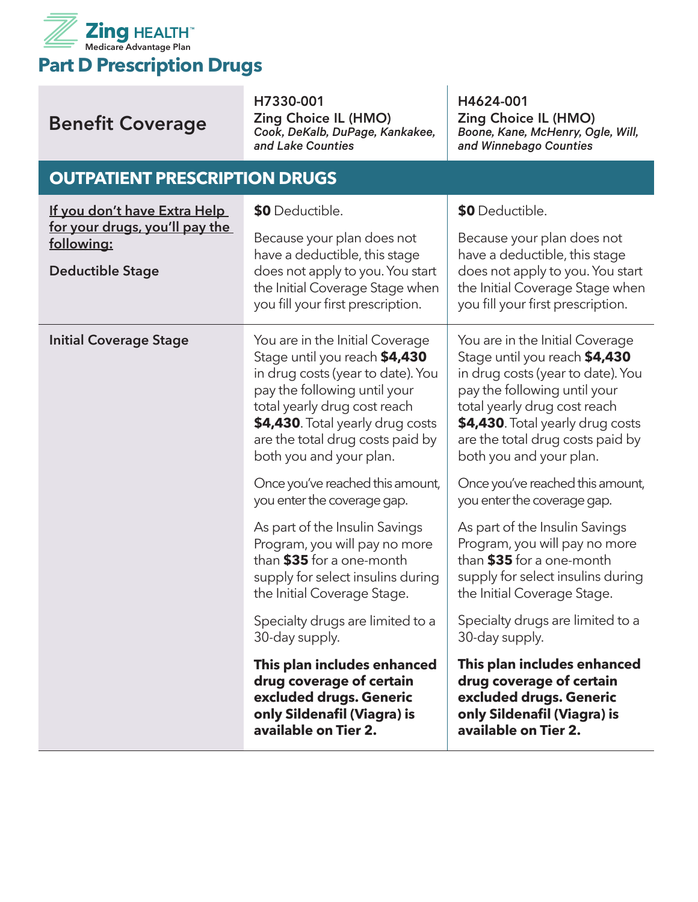# Part D Prescription Drugs

| Benefit Coverage | H7330-001<br>Zing Choice IL (HMO)<br>*Cook, DeKalb, DuPage, Kankakee, and Lake Counties* | H4624-001<br>Zing Choice IL (HMO)<br>*Boone, Kane, McHenry, Ogle, Will, and Winnebago Counties* |
|---|---|---|
| **OUTPATIENT PRESCRIPTION DRUGS** | | |
| If you don't have Extra Help for your drugs, you'll pay the following:<br><br>**Deductible Stage** | **$0** Deductible.<br><br>Because your plan does not have a deductible, this stage does not apply to you. You start the Initial Coverage Stage when you fill your first prescription. | **$0** Deductible.<br><br>Because your plan does not have a deductible, this stage does not apply to you. You start the Initial Coverage Stage when you fill your first prescription. |
| **Initial Coverage Stage** | You are in the Initial Coverage Stage until you reach **$4,430** in drug costs (year to date). You pay the following until your total yearly drug cost reach **$4,430**. Total yearly drug costs are the total drug costs paid by both you and your plan.<br><br>Once you've reached this amount, you enter the coverage gap.<br><br>As part of the Insulin Savings Program, you will pay no more than **$35** for a one-month supply for select insulins during the Initial Coverage Stage.<br><br>Specialty drugs are limited to a 30-day supply.<br><br>**This plan includes enhanced drug coverage of certain excluded drugs. Generic only Sildenafil (Viagra) is available on Tier 2.** | You are in the Initial Coverage Stage until you reach **$4,430** in drug costs (year to date). You pay the following until your total yearly drug cost reach **$4,430**. Total yearly drug costs are the total drug costs paid by both you and your plan.<br><br>Once you've reached this amount, you enter the coverage gap.<br><br>As part of the Insulin Savings Program, you will pay no more than **$35** for a one-month supply for select insulins during the Initial Coverage Stage.<br><br>Specialty drugs are limited to a 30-day supply.<br><br>**This plan includes enhanced drug coverage of certain excluded drugs. Generic only Sildenafil (Viagra) is available on Tier 2.** |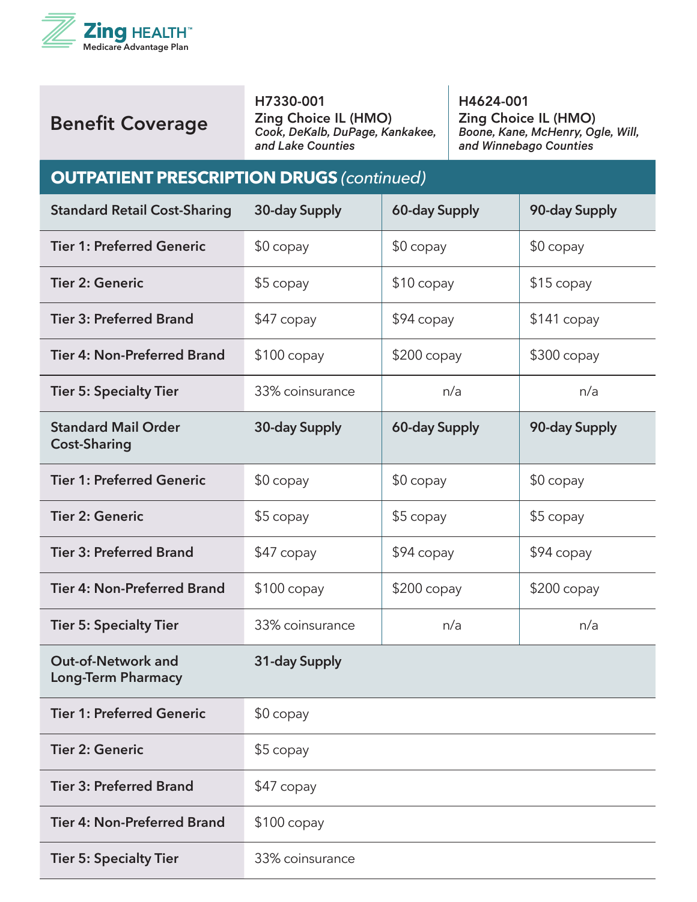| Benefit Coverage | H7330-001<br>Zing Choice IL (HMO)<br>*Cook, DeKalb, DuPage, Kankakee, and Lake Counties* | H4624-001<br>Zing Choice IL (HMO)<br>*Boone, Kane, McHenry, Ogle, Will, and Winnebago Counties* | |
|---|---|---|---|
| **OUTPATIENT PRESCRIPTION DRUGS** *(continued)* | | | |
| **Standard Retail Cost-Sharing** | **30-day Supply** | **60-day Supply** | **90-day Supply** |
| **Tier 1: Preferred Generic** | $0 copay | $0 copay | $0 copay |
| **Tier 2: Generic** | $5 copay | $10 copay | $15 copay |
| **Tier 3: Preferred Brand** | $47 copay | $94 copay | $141 copay |
| **Tier 4: Non-Preferred Brand** | $100 copay | $200 copay | $300 copay |
| **Tier 5: Specialty Tier** | 33% coinsurance | n/a | n/a |
| **Standard Mail Order Cost-Sharing** | **30-day Supply** | **60-day Supply** | **90-day Supply** |
| **Tier 1: Preferred Generic** | $0 copay | $0 copay | $0 copay |
| **Tier 2: Generic** | $5 copay | $5 copay | $5 copay |
| **Tier 3: Preferred Brand** | $47 copay | $94 copay | $94 copay |
| **Tier 4: Non-Preferred Brand** | $100 copay | $200 copay | $200 copay |
| **Tier 5: Specialty Tier** | 33% coinsurance | n/a | n/a |
| **Out-of-Network and Long-Term Pharmacy** | **31-day Supply** | | |
| **Tier 1: Preferred Generic** | $0 copay | | |
| **Tier 2: Generic** | $5 copay | | |
| **Tier 3: Preferred Brand** | $47 copay | | |
| **Tier 4: Non-Preferred Brand** | $100 copay | | |
| **Tier 5: Specialty Tier** | 33% coinsurance | | |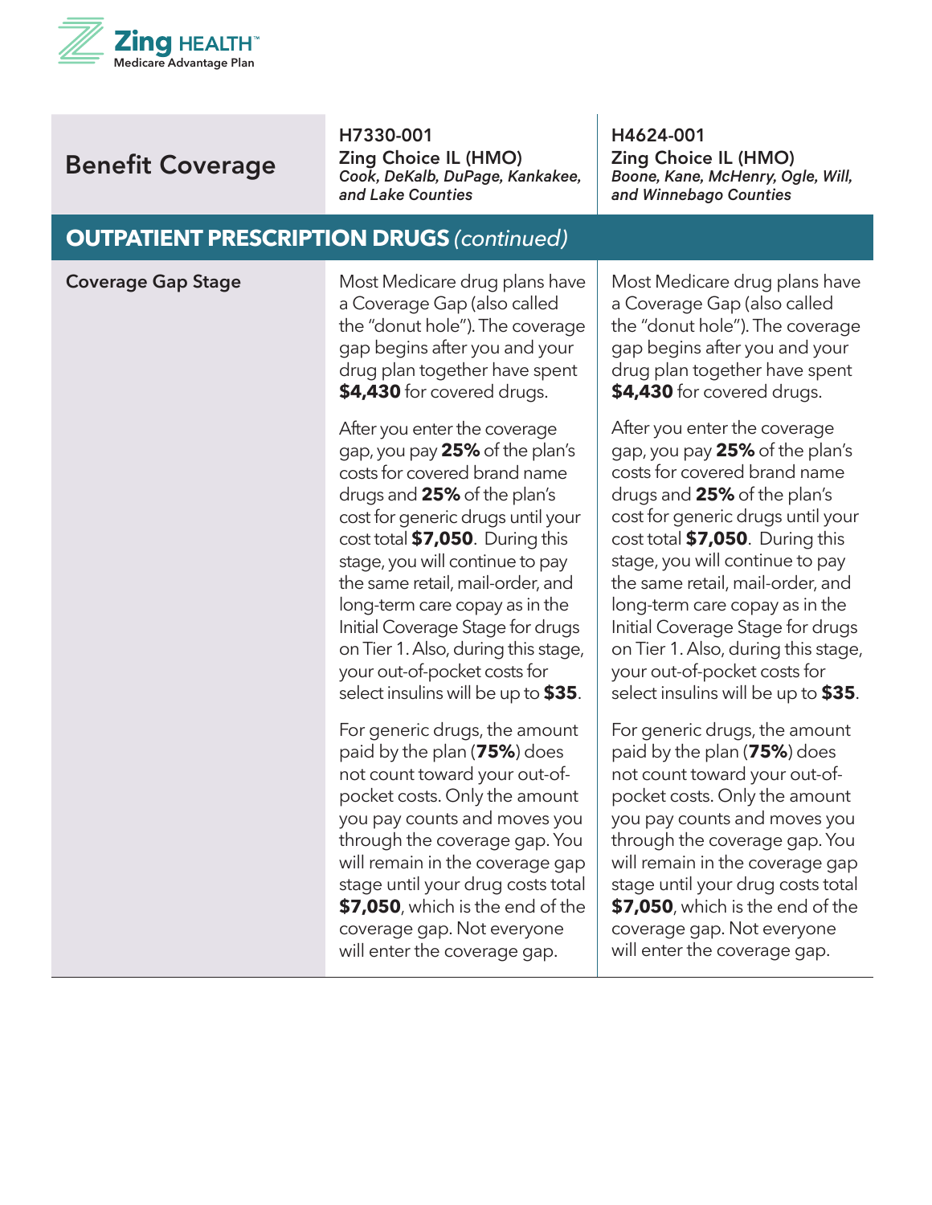| Benefit Coverage | H7330-001<br>Zing Choice IL (HMO)<br>*Cook, DeKalb, DuPage, Kankakee, and Lake Counties* | H4624-001<br>Zing Choice IL (HMO)<br>*Boone, Kane, McHenry, Ogle, Will, and Winnebago Counties* |
|---|---|---|
| **OUTPATIENT PRESCRIPTION DRUGS** *(continued)* | | |
| Coverage Gap Stage | Most Medicare drug plans have a Coverage Gap (also called the "donut hole"). The coverage gap begins after you and your drug plan together have spent **$4,430** for covered drugs.<br><br>After you enter the coverage gap, you pay **25%** of the plan's costs for covered brand name drugs and **25%** of the plan's cost for generic drugs until your cost total **$7,050**. During this stage, you will continue to pay the same retail, mail-order, and long-term care copay as in the Initial Coverage Stage for drugs on Tier 1. Also, during this stage, your out-of-pocket costs for select insulins will be up to **$35**.<br><br>For generic drugs, the amount paid by the plan (**75%**) does not count toward your out-of-pocket costs. Only the amount you pay counts and moves you through the coverage gap. You will remain in the coverage gap stage until your drug costs total **$7,050**, which is the end of the coverage gap. Not everyone will enter the coverage gap. | Most Medicare drug plans have a Coverage Gap (also called the "donut hole"). The coverage gap begins after you and your drug plan together have spent **$4,430** for covered drugs.<br><br>After you enter the coverage gap, you pay **25%** of the plan's costs for covered brand name drugs and **25%** of the plan's cost for generic drugs until your cost total **$7,050**. During this stage, you will continue to pay the same retail, mail-order, and long-term care copay as in the Initial Coverage Stage for drugs on Tier 1. Also, during this stage, your out-of-pocket costs for select insulins will be up to **$35**.<br><br>For generic drugs, the amount paid by the plan (**75%**) does not count toward your out-of-pocket costs. Only the amount you pay counts and moves you through the coverage gap. You will remain in the coverage gap stage until your drug costs total **$7,050**, which is the end of the coverage gap. Not everyone will enter the coverage gap. |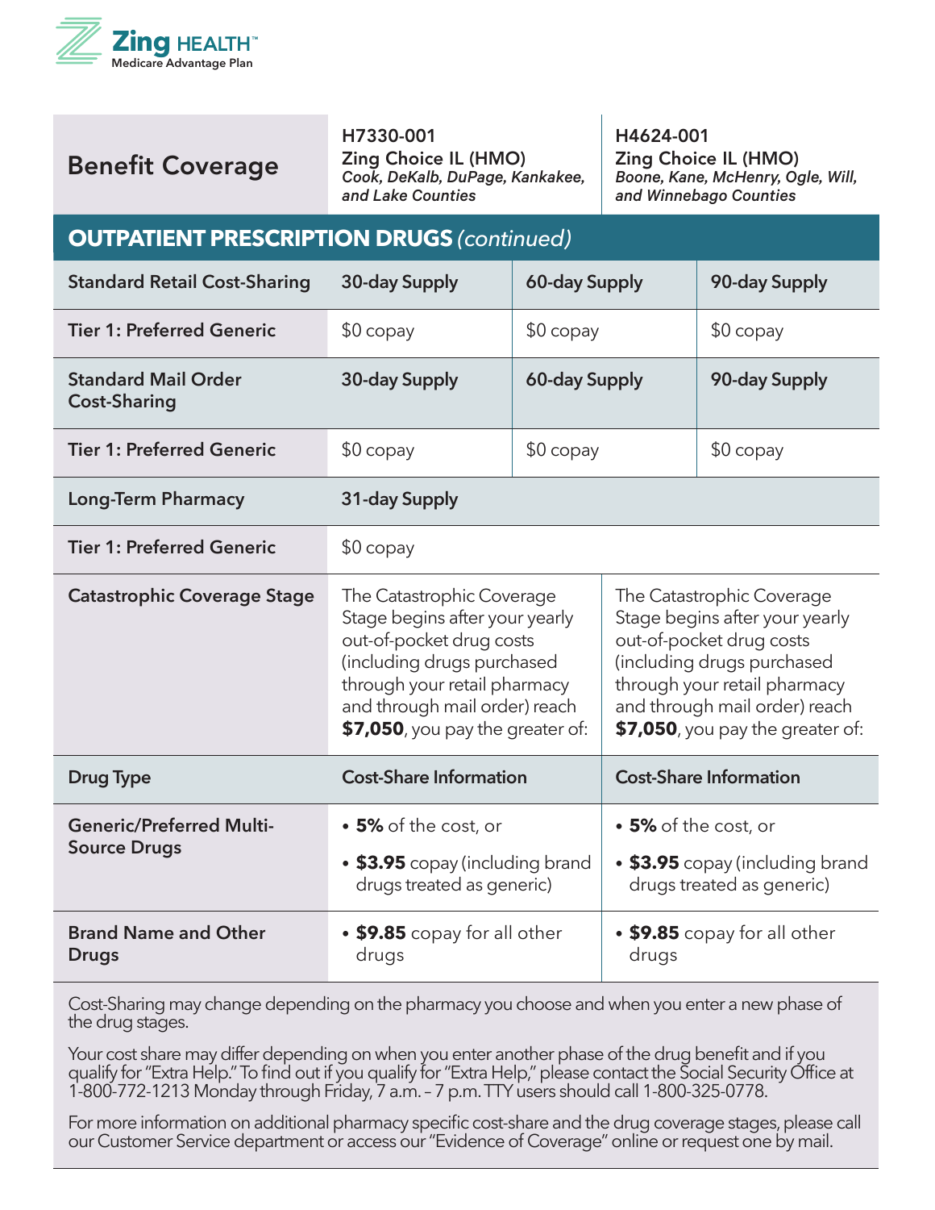| Benefit Coverage | H7330-001<br>Zing Choice IL (HMO)<br>*Cook, DeKalb, DuPage, Kankakee, and Lake Counties* | | H4624-001<br>Zing Choice IL (HMO)<br>*Boone, Kane, McHenry, Ogle, Will, and Winnebago Counties* |
|---|---|---|---|
| **OUTPATIENT PRESCRIPTION DRUGS** *(continued)* | | | |
| **Standard Retail Cost-Sharing** | **30-day Supply** | **60-day Supply** | **90-day Supply** |
| **Tier 1: Preferred Generic** | $0 copay | $0 copay | $0 copay |
| **Standard Mail Order Cost-Sharing** | **30-day Supply** | **60-day Supply** | **90-day Supply** |
| **Tier 1: Preferred Generic** | $0 copay | $0 copay | $0 copay |
| **Long-Term Pharmacy** | **31-day Supply** | | |
| **Tier 1: Preferred Generic** | $0 copay | | |
| **Catastrophic Coverage Stage** | The Catastrophic Coverage Stage begins after your yearly out-of-pocket drug costs (including drugs purchased through your retail pharmacy and through mail order) reach **$7,050**, you pay the greater of: | | The Catastrophic Coverage Stage begins after your yearly out-of-pocket drug costs (including drugs purchased through your retail pharmacy and through mail order) reach **$7,050**, you pay the greater of: |
| **Drug Type** | **Cost-Share Information** | | **Cost-Share Information** |
| **Generic/Preferred Multi-Source Drugs** | • **5%** of the cost, or<br>• **$3.95** copay (including brand drugs treated as generic) | | • **5%** of the cost, or<br>• **$3.95** copay (including brand drugs treated as generic) |
| **Brand Name and Other Drugs** | • **$9.85** copay for all other drugs | | • **$9.85** copay for all other drugs |

Cost-Sharing may change depending on the pharmacy you choose and when you enter a new phase of the drug stages.

Your cost share may differ depending on when you enter another phase of the drug benefit and if you qualify for "Extra Help." To find out if you qualify for "Extra Help," please contact the Social Security Office at 1-800-772-1213 Monday through Friday, 7 a.m. – 7 p.m. TTY users should call 1-800-325-0778.

For more information on additional pharmacy specific cost-share and the drug coverage stages, please call our Customer Service department or access our "Evidence of Coverage" online or request one by mail.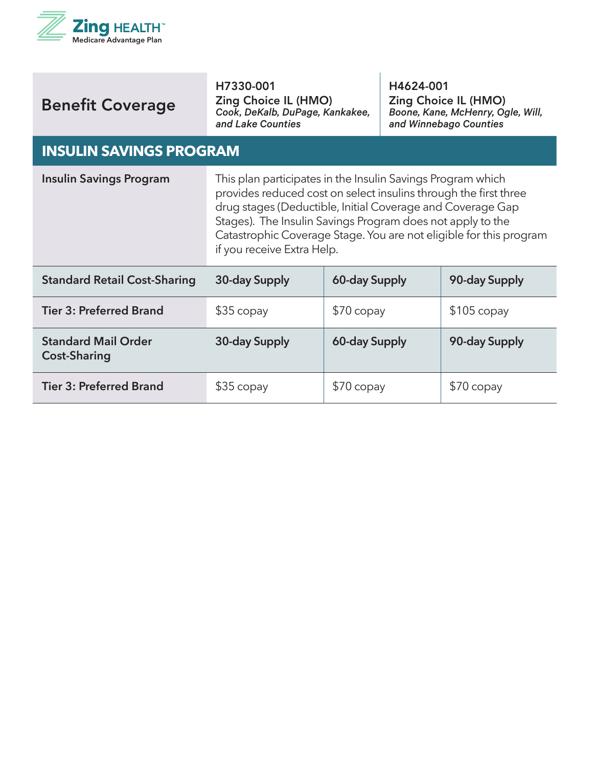| Benefit Coverage | H7330-001<br>Zing Choice IL (HMO)<br>*Cook, DeKalb, DuPage, Kankakee, and Lake Counties* | H4624-001<br>Zing Choice IL (HMO)<br>*Boone, Kane, McHenry, Ogle, Will, and Winnebago Counties* |
|---|---|---|

## INSULIN SAVINGS PROGRAM

| | | | |
|---|---|---|---|
| **Insulin Savings Program** | This plan participates in the Insulin Savings Program which provides reduced cost on select insulins through the first three drug stages (Deductible, Initial Coverage and Coverage Gap Stages). The Insulin Savings Program does not apply to the Catastrophic Coverage Stage. You are not eligible for this program if you receive Extra Help. | | |
| **Standard Retail Cost-Sharing** | **30-day Supply** | **60-day Supply** | **90-day Supply** |
| **Tier 3: Preferred Brand** | $35 copay | $70 copay | $105 copay |
| **Standard Mail Order Cost-Sharing** | **30-day Supply** | **60-day Supply** | **90-day Supply** |
| **Tier 3: Preferred Brand** | $35 copay | $70 copay | $70 copay |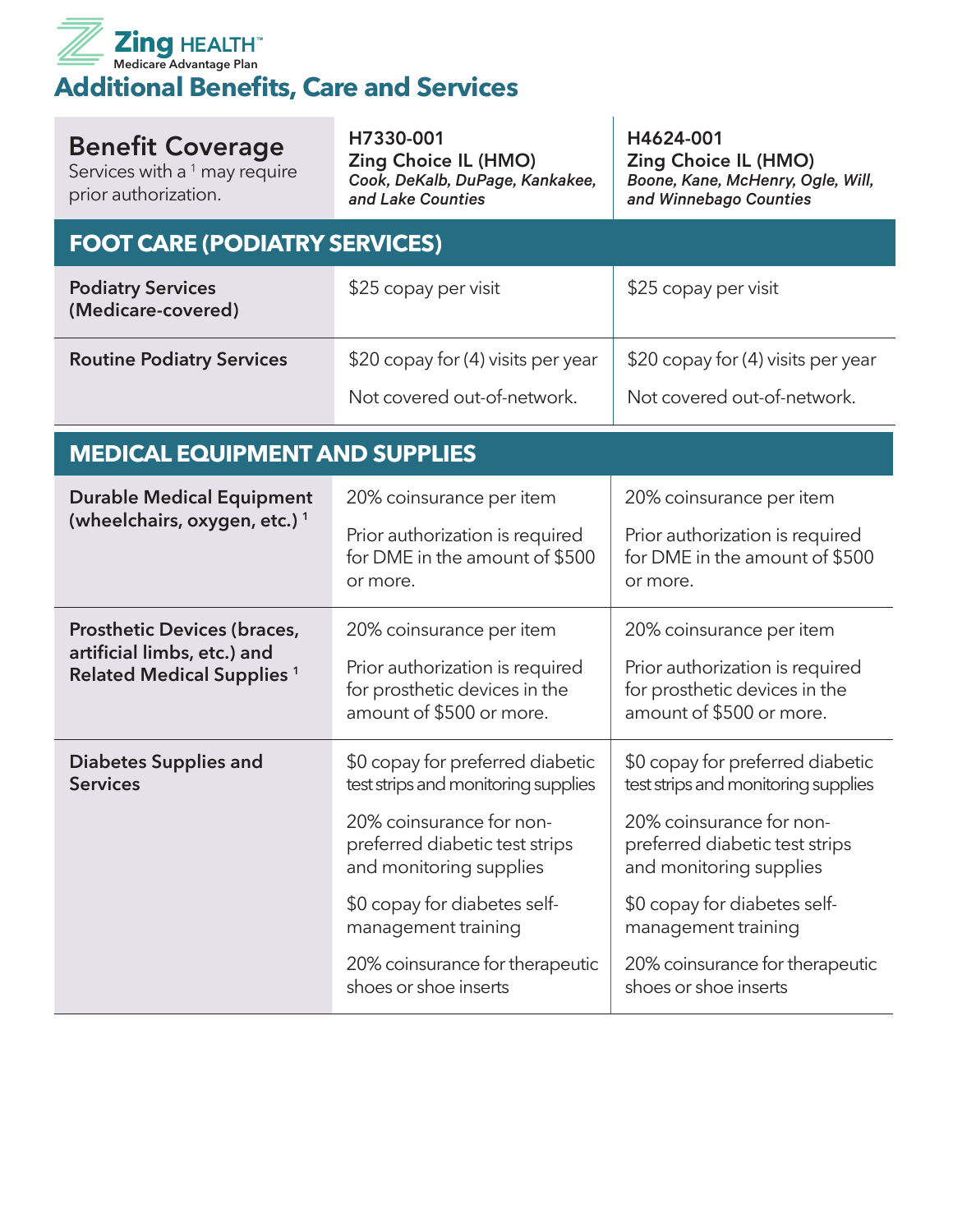Zing HEALTH™
Medicare Advantage Plan

# Additional Benefits, Care and Services

| **Benefit Coverage** Services with a [1] may require prior authorization. | **H7330-001 Zing Choice IL (HMO)** *Cook, DeKalb, DuPage, Kankakee, and Lake Counties* | **H4624-001 Zing Choice IL (HMO)** *Boone, Kane, McHenry, Ogle, Will, and Winnebago Counties* |
|---|---|---|
| **FOOT CARE (PODIATRY SERVICES)** | | |
| **Podiatry Services (Medicare-covered)** | $25 copay per visit | $25 copay per visit |
| **Routine Podiatry Services** | $20 copay for (4) visits per year<br><br>Not covered out-of-network. | $20 copay for (4) visits per year<br><br>Not covered out-of-network. |
| **MEDICAL EQUIPMENT AND SUPPLIES** | | |
| **Durable Medical Equipment (wheelchairs, oxygen, etc.)** [1] | 20% coinsurance per item<br><br>Prior authorization is required for DME in the amount of $500 or more. | 20% coinsurance per item<br><br>Prior authorization is required for DME in the amount of $500 or more. |
| **Prosthetic Devices (braces, artificial limbs, etc.) and Related Medical Supplies** [1] | 20% coinsurance per item<br><br>Prior authorization is required for prosthetic devices in the amount of $500 or more. | 20% coinsurance per item<br><br>Prior authorization is required for prosthetic devices in the amount of $500 or more. |
| **Diabetes Supplies and Services** | $0 copay for preferred diabetic test strips and monitoring supplies<br><br>20% coinsurance for non-preferred diabetic test strips and monitoring supplies<br><br>$0 copay for diabetes self-management training<br><br>20% coinsurance for therapeutic shoes or shoe inserts | $0 copay for preferred diabetic test strips and monitoring supplies<br><br>20% coinsurance for non-preferred diabetic test strips and monitoring supplies<br><br>$0 copay for diabetes self-management training<br><br>20% coinsurance for therapeutic shoes or shoe inserts |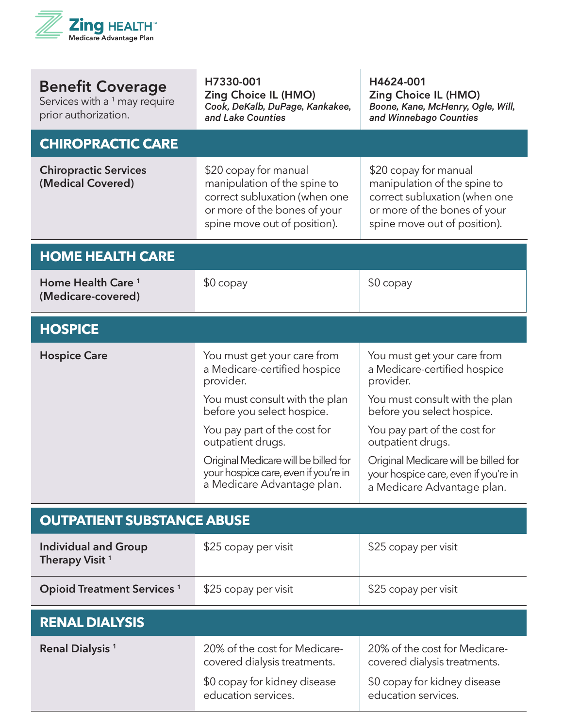**Zing HEALTH™**
Medicare Advantage Plan

| **Benefit Coverage** Services with a [1] may require prior authorization. | **H7330-001 Zing Choice IL (HMO)** *Cook, DeKalb, DuPage, Kankakee, and Lake Counties* | **H4624-001 Zing Choice IL (HMO)** *Boone, Kane, McHenry, Ogle, Will, and Winnebago Counties* |
|---|---|---|
| **CHIROPRACTIC CARE** | | |
| **Chiropractic Services (Medical Covered)** | $20 copay for manual manipulation of the spine to correct subluxation (when one or more of the bones of your spine move out of position). | $20 copay for manual manipulation of the spine to correct subluxation (when one or more of the bones of your spine move out of position). |
| **HOME HEALTH CARE** | | |
| **Home Health Care [1] (Medicare-covered)** | $0 copay | $0 copay |
| **HOSPICE** | | |
| **Hospice Care** | You must get your care from a Medicare-certified hospice provider.<br><br>You must consult with the plan before you select hospice.<br><br>You pay part of the cost for outpatient drugs.<br><br>Original Medicare will be billed for your hospice care, even if you're in a Medicare Advantage plan. | You must get your care from a Medicare-certified hospice provider.<br><br>You must consult with the plan before you select hospice.<br><br>You pay part of the cost for outpatient drugs.<br><br>Original Medicare will be billed for your hospice care, even if you're in a Medicare Advantage plan. |
| **OUTPATIENT SUBSTANCE ABUSE** | | |
| **Individual and Group Therapy Visit [1]** | $25 copay per visit | $25 copay per visit |
| **Opioid Treatment Services [1]** | $25 copay per visit | $25 copay per visit |
| **RENAL DIALYSIS** | | |
| **Renal Dialysis [1]** | 20% of the cost for Medicare-covered dialysis treatments.<br><br>$0 copay for kidney disease education services. | 20% of the cost for Medicare-covered dialysis treatments.<br><br>$0 copay for kidney disease education services. |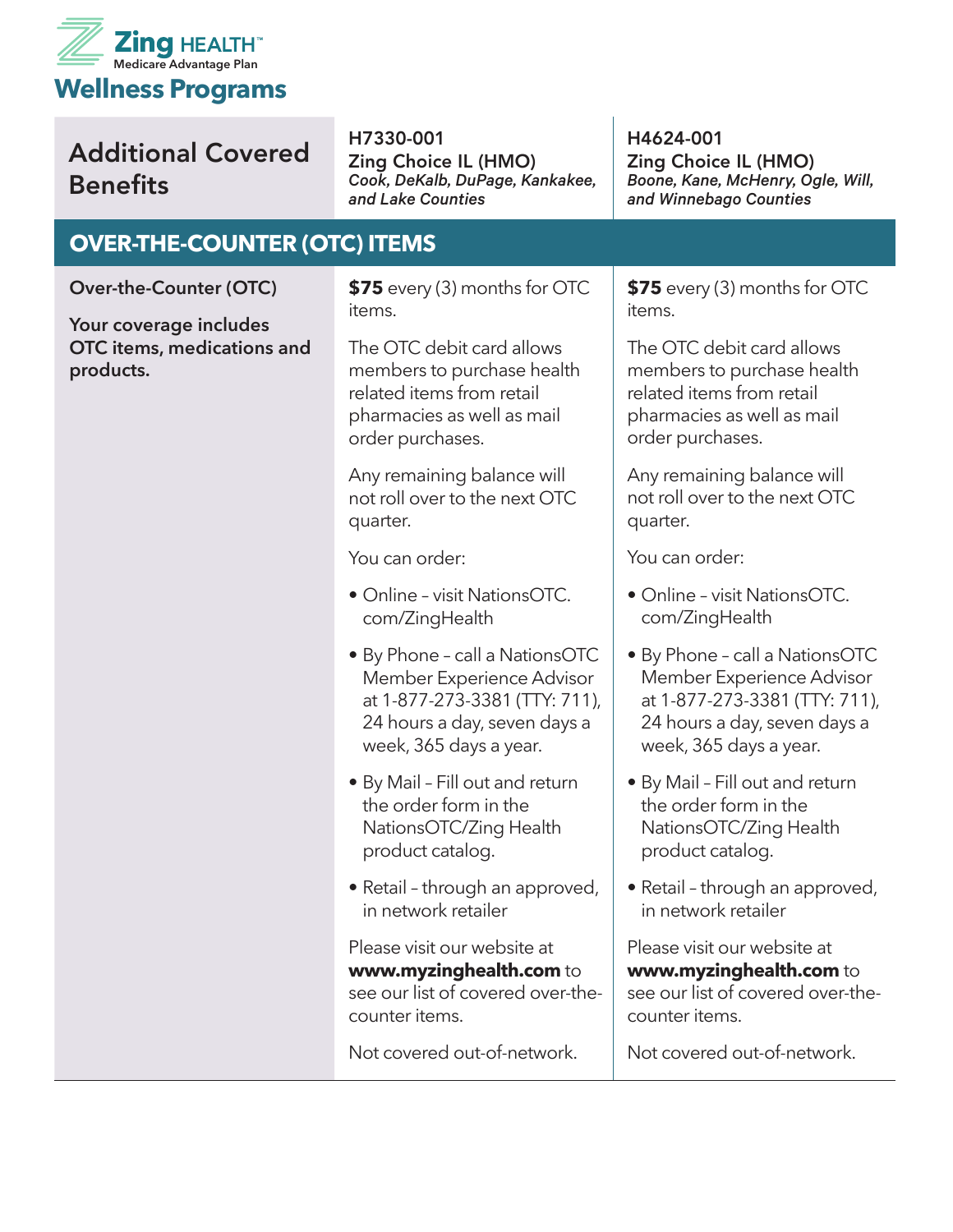Zing HEALTH™
Medicare Advantage Plan

# Wellness Programs

| Additional Covered Benefits | H7330-001<br>Zing Choice IL (HMO)<br>*Cook, DeKalb, DuPage, Kankakee, and Lake Counties* | H4624-001<br>Zing Choice IL (HMO)<br>*Boone, Kane, McHenry, Ogle, Will, and Winnebago Counties* |
|---|---|---|
| **OVER-THE-COUNTER (OTC) ITEMS** | | |
| **Over-the-Counter (OTC)**<br><br>**Your coverage includes OTC items, medications and products.** | **$75** every (3) months for OTC items.<br><br>The OTC debit card allows members to purchase health related items from retail pharmacies as well as mail order purchases.<br><br>Any remaining balance will not roll over to the next OTC quarter.<br><br>You can order:<br>• Online – visit NationsOTC.com/ZingHealth<br>• By Phone – call a NationsOTC Member Experience Advisor at 1-877-273-3381 (TTY: 711), 24 hours a day, seven days a week, 365 days a year.<br>• By Mail – Fill out and return the order form in the NationsOTC/Zing Health product catalog.<br>• Retail – through an approved, in network retailer<br><br>Please visit our website at **www.myzinghealth.com** to see our list of covered over-the-counter items.<br><br>Not covered out-of-network. | **$75** every (3) months for OTC items.<br><br>The OTC debit card allows members to purchase health related items from retail pharmacies as well as mail order purchases.<br><br>Any remaining balance will not roll over to the next OTC quarter.<br><br>You can order:<br>• Online – visit NationsOTC.com/ZingHealth<br>• By Phone – call a NationsOTC Member Experience Advisor at 1-877-273-3381 (TTY: 711), 24 hours a day, seven days a week, 365 days a year.<br>• By Mail – Fill out and return the order form in the NationsOTC/Zing Health product catalog.<br>• Retail – through an approved, in network retailer<br><br>Please visit our website at **www.myzinghealth.com** to see our list of covered over-the-counter items.<br><br>Not covered out-of-network. |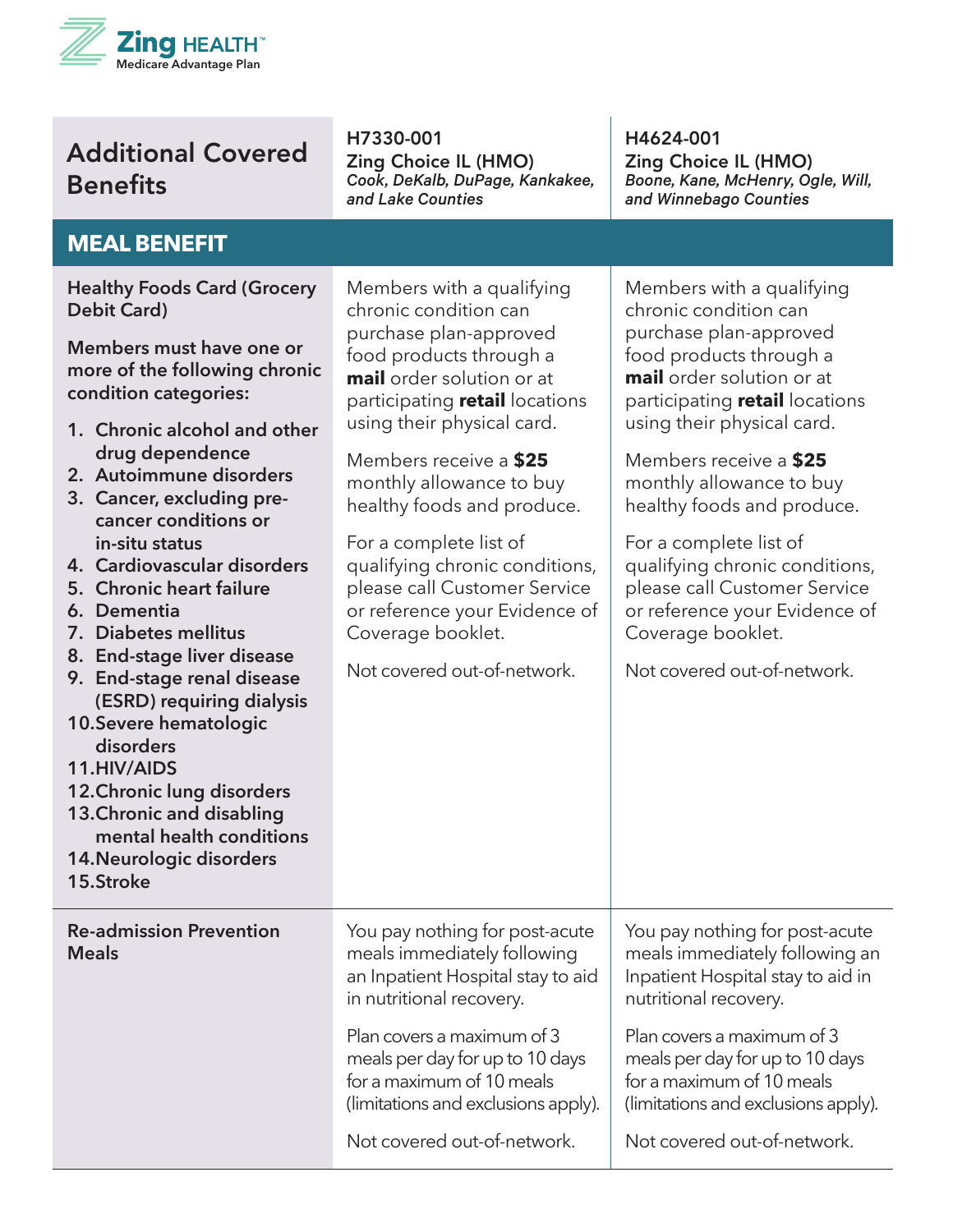Zing HEALTH™ Medicare Advantage Plan

| Additional Covered Benefits | H7330-001 Zing Choice IL (HMO) *Cook, DeKalb, DuPage, Kankakee, and Lake Counties* | H4624-001 Zing Choice IL (HMO) *Boone, Kane, McHenry, Ogle, Will, and Winnebago Counties* |
|---|---|---|
| **MEAL BENEFIT** | | |
| **Healthy Foods Card (Grocery Debit Card)**<br><br>**Members must have one or more of the following chronic condition categories:**<br>1. Chronic alcohol and other drug dependence<br>2. Autoimmune disorders<br>3. Cancer, excluding pre-cancer conditions or in-situ status<br>4. Cardiovascular disorders<br>5. Chronic heart failure<br>6. Dementia<br>7. Diabetes mellitus<br>8. End-stage liver disease<br>9. End-stage renal disease (ESRD) requiring dialysis<br>10. Severe hematologic disorders<br>11. HIV/AIDS<br>12. Chronic lung disorders<br>13. Chronic and disabling mental health conditions<br>14. Neurologic disorders<br>15. Stroke | Members with a qualifying chronic condition can purchase plan-approved food products through a **mail** order solution or at participating **retail** locations using their physical card.<br><br>Members receive a **$25** monthly allowance to buy healthy foods and produce.<br><br>For a complete list of qualifying chronic conditions, please call Customer Service or reference your Evidence of Coverage booklet.<br><br>Not covered out-of-network. | Members with a qualifying chronic condition can purchase plan-approved food products through a **mail** order solution or at participating **retail** locations using their physical card.<br><br>Members receive a **$25** monthly allowance to buy healthy foods and produce.<br><br>For a complete list of qualifying chronic conditions, please call Customer Service or reference your Evidence of Coverage booklet.<br><br>Not covered out-of-network. |
| **Re-admission Prevention Meals** | You pay nothing for post-acute meals immediately following an Inpatient Hospital stay to aid in nutritional recovery.<br><br>Plan covers a maximum of 3 meals per day for up to 10 days for a maximum of 10 meals (limitations and exclusions apply).<br><br>Not covered out-of-network. | You pay nothing for post-acute meals immediately following an Inpatient Hospital stay to aid in nutritional recovery.<br><br>Plan covers a maximum of 3 meals per day for up to 10 days for a maximum of 10 meals (limitations and exclusions apply).<br><br>Not covered out-of-network. |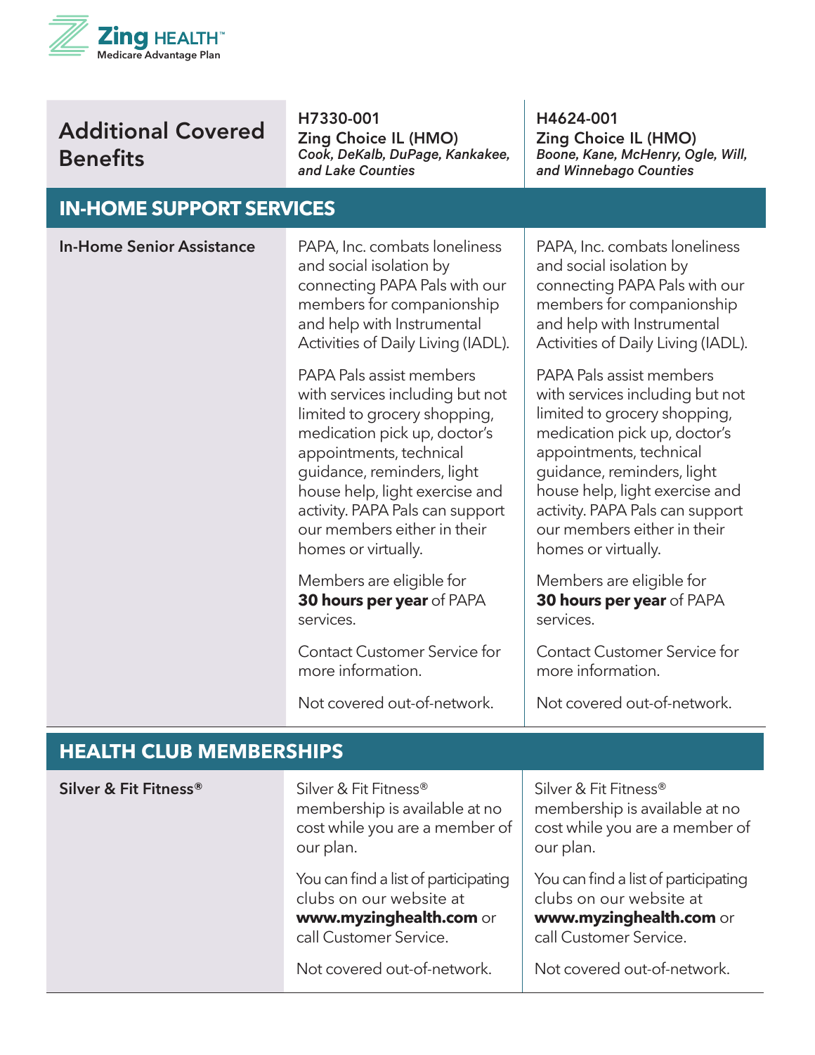Zing HEALTH™ Medicare Advantage Plan

| Additional Covered Benefits | H7330-001 Zing Choice IL (HMO) *Cook, DeKalb, DuPage, Kankakee, and Lake Counties* | H4624-001 Zing Choice IL (HMO) *Boone, Kane, McHenry, Ogle, Will, and Winnebago Counties* |
|---|---|---|
| **IN-HOME SUPPORT SERVICES** | | |
| **In-Home Senior Assistance** | PAPA, Inc. combats loneliness and social isolation by connecting PAPA Pals with our members for companionship and help with Instrumental Activities of Daily Living (IADL).<br><br>PAPA Pals assist members with services including but not limited to grocery shopping, medication pick up, doctor's appointments, technical guidance, reminders, light house help, light exercise and activity. PAPA Pals can support our members either in their homes or virtually.<br><br>Members are eligible for **30 hours per year** of PAPA services.<br><br>Contact Customer Service for more information.<br><br>Not covered out-of-network. | PAPA, Inc. combats loneliness and social isolation by connecting PAPA Pals with our members for companionship and help with Instrumental Activities of Daily Living (IADL).<br><br>PAPA Pals assist members with services including but not limited to grocery shopping, medication pick up, doctor's appointments, technical guidance, reminders, light house help, light exercise and activity. PAPA Pals can support our members either in their homes or virtually.<br><br>Members are eligible for **30 hours per year** of PAPA services.<br><br>Contact Customer Service for more information.<br><br>Not covered out-of-network. |
| **HEALTH CLUB MEMBERSHIPS** | | |
| **Silver & Fit Fitness®** | Silver & Fit Fitness® membership is available at no cost while you are a member of our plan.<br><br>You can find a list of participating clubs on our website at **www.myzinghealth.com** or call Customer Service.<br><br>Not covered out-of-network. | Silver & Fit Fitness® membership is available at no cost while you are a member of our plan.<br><br>You can find a list of participating clubs on our website at **www.myzinghealth.com** or call Customer Service.<br><br>Not covered out-of-network. |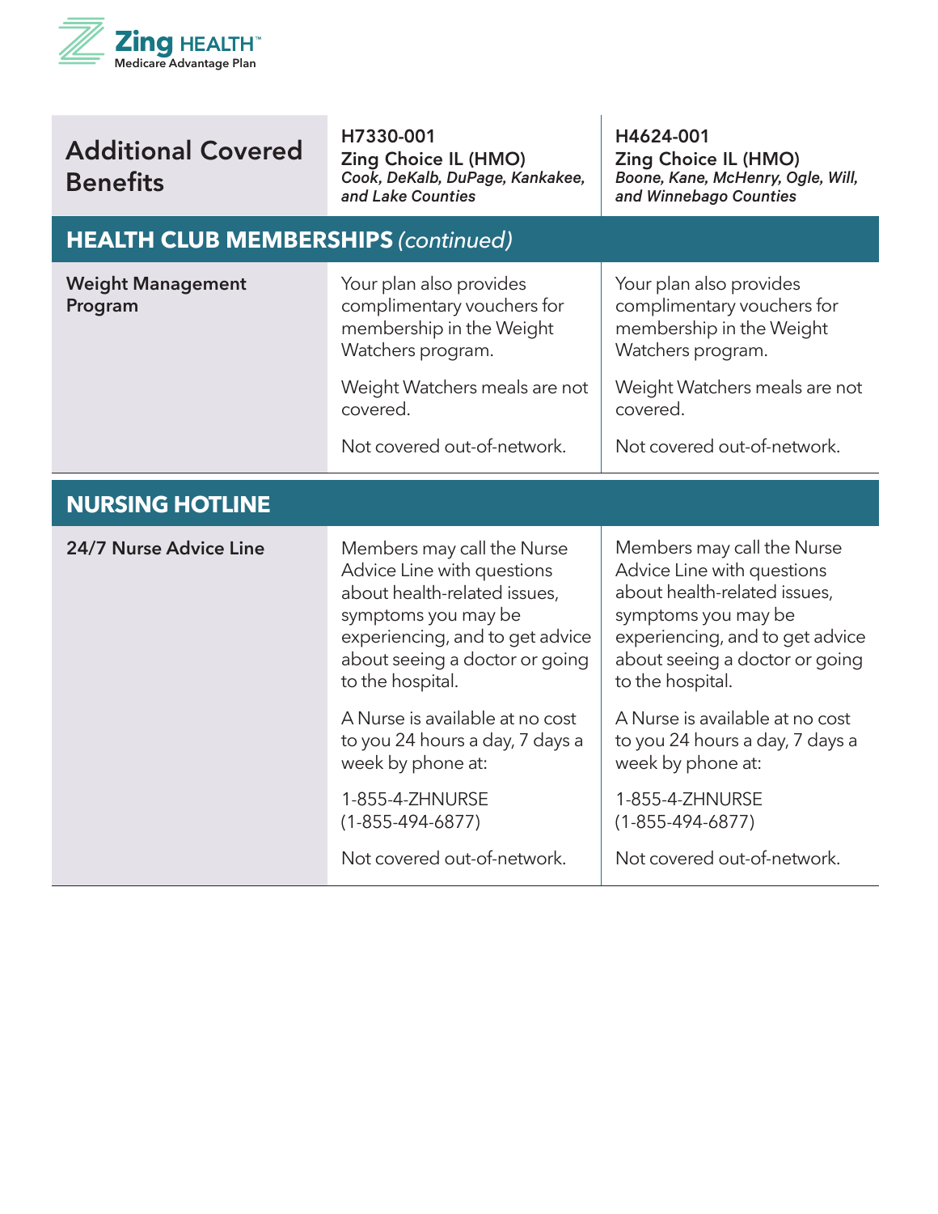| Additional Covered Benefits | H7330-001<br>Zing Choice IL (HMO)<br>*Cook, DeKalb, DuPage, Kankakee, and Lake Counties* | H4624-001<br>Zing Choice IL (HMO)<br>*Boone, Kane, McHenry, Ogle, Will, and Winnebago Counties* |
|---|---|---|
| **HEALTH CLUB MEMBERSHIPS** *(continued)* | | |
| **Weight Management Program** | Your plan also provides complimentary vouchers for membership in the Weight Watchers program.<br><br>Weight Watchers meals are not covered.<br><br>Not covered out-of-network. | Your plan also provides complimentary vouchers for membership in the Weight Watchers program.<br><br>Weight Watchers meals are not covered.<br><br>Not covered out-of-network. |
| **NURSING HOTLINE** | | |
| **24/7 Nurse Advice Line** | Members may call the Nurse Advice Line with questions about health-related issues, symptoms you may be experiencing, and to get advice about seeing a doctor or going to the hospital.<br><br>A Nurse is available at no cost to you 24 hours a day, 7 days a week by phone at:<br><br>1-855-4-ZHNURSE (1-855-494-6877)<br><br>Not covered out-of-network. | Members may call the Nurse Advice Line with questions about health-related issues, symptoms you may be experiencing, and to get advice about seeing a doctor or going to the hospital.<br><br>A Nurse is available at no cost to you 24 hours a day, 7 days a week by phone at:<br><br>1-855-4-ZHNURSE (1-855-494-6877)<br><br>Not covered out-of-network. |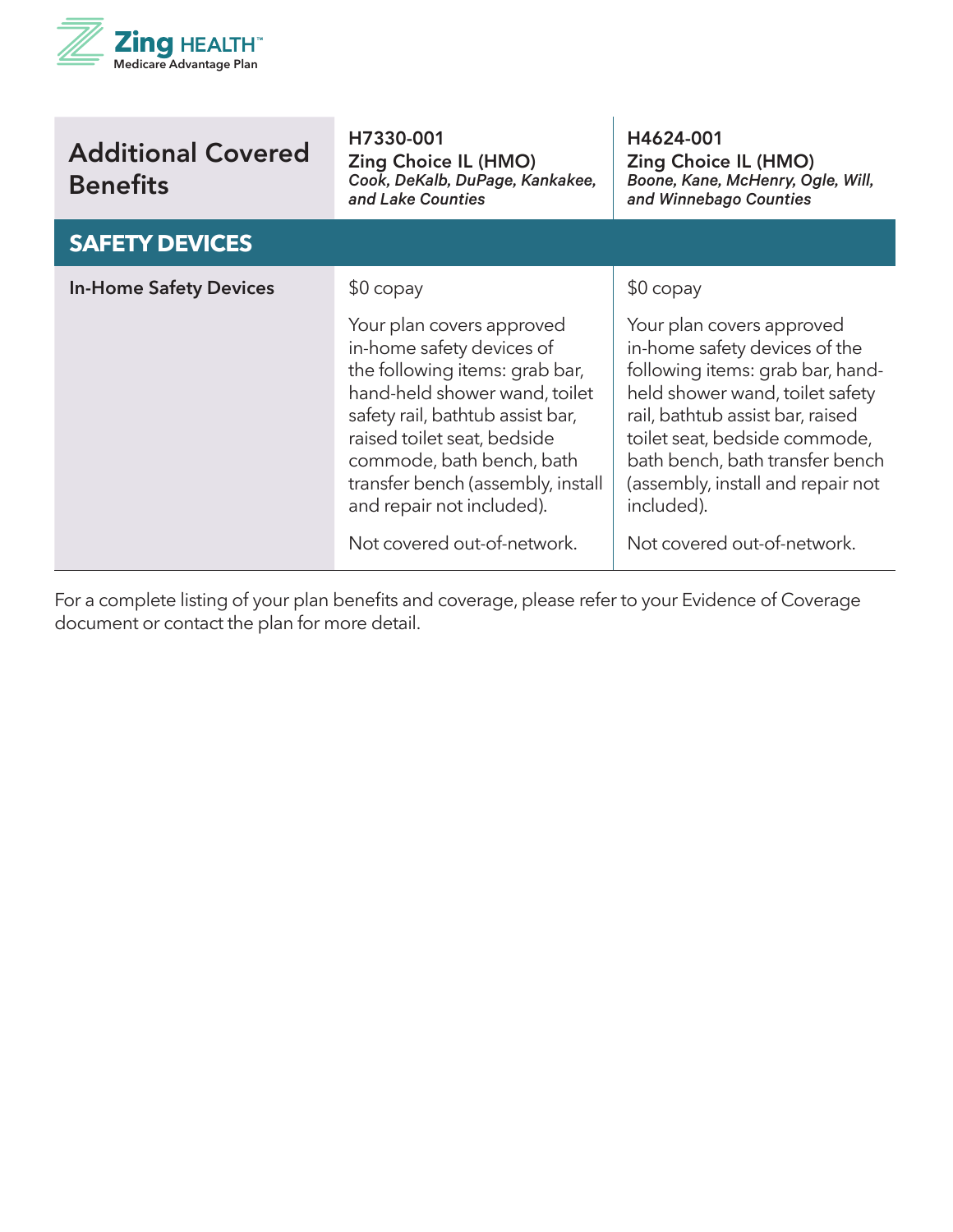| Additional Covered Benefits | H7330-001<br>Zing Choice IL (HMO)<br>*Cook, DeKalb, DuPage, Kankakee, and Lake Counties* | H4624-001<br>Zing Choice IL (HMO)<br>*Boone, Kane, McHenry, Ogle, Will, and Winnebago Counties* |
|---|---|---|
| **SAFETY DEVICES** | | |
| **In-Home Safety Devices** | $0 copay<br><br>Your plan covers approved in-home safety devices of the following items: grab bar, hand-held shower wand, toilet safety rail, bathtub assist bar, raised toilet seat, bedside commode, bath bench, bath transfer bench (assembly, install and repair not included).<br><br>Not covered out-of-network. | $0 copay<br><br>Your plan covers approved in-home safety devices of the following items: grab bar, hand-held shower wand, toilet safety rail, bathtub assist bar, raised toilet seat, bedside commode, bath bench, bath transfer bench (assembly, install and repair not included).<br><br>Not covered out-of-network. |

For a complete listing of your plan benefits and coverage, please refer to your Evidence of Coverage document or contact the plan for more detail.